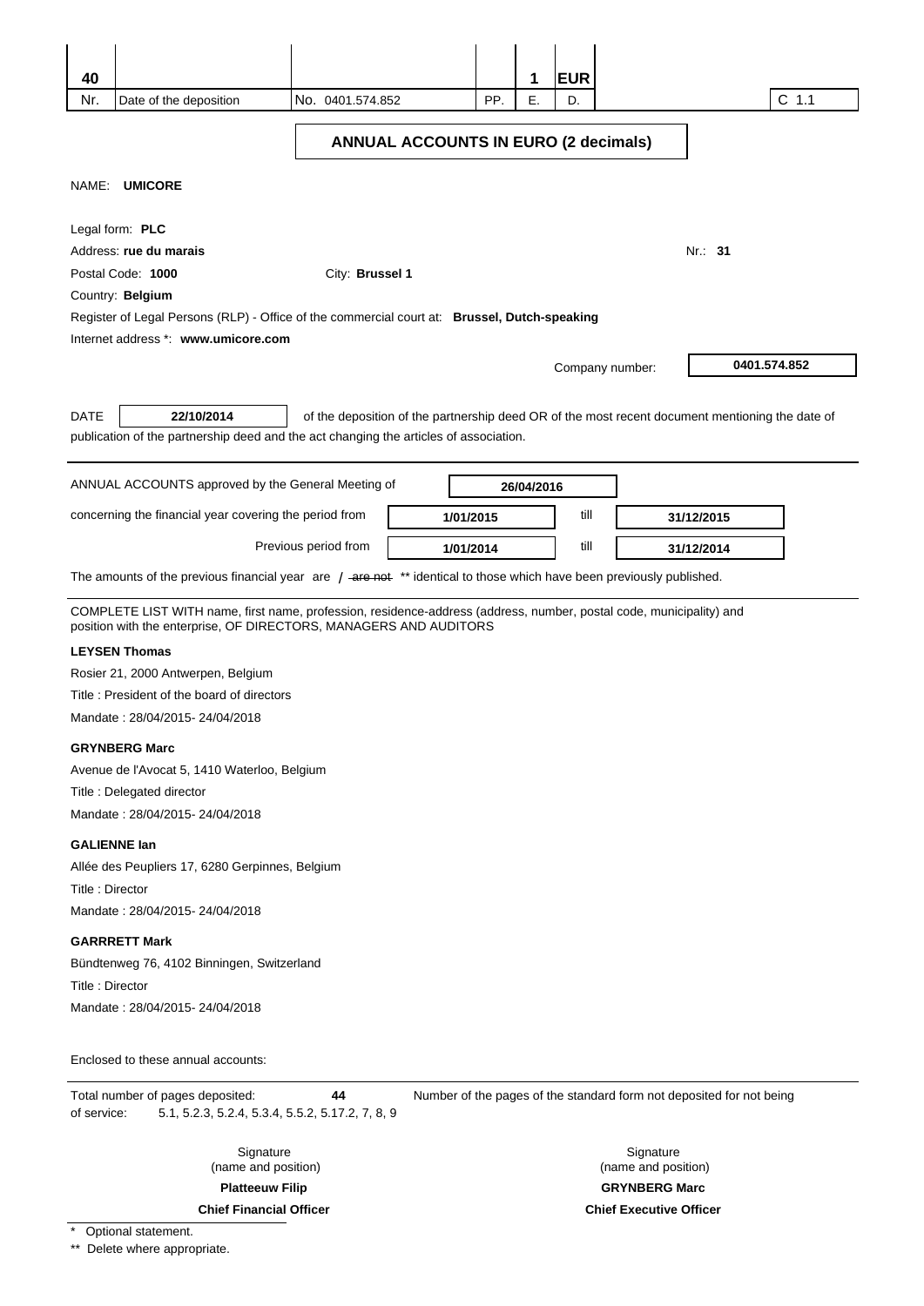| 40 | | | | 1 | EUR | |
|---|---|---|---|---|---|---|
| Nr. | Date of the deposition | No. 0401.574.852 | PP. | E. | D. | C 1.1 |

## ANNUAL ACCOUNTS IN EURO (2 decimals)

NAME: **UMICORE**

Legal form: **PLC**

Address: **rue du marais** Nr.: **31**

Postal Code: **1000** City: **Brussel 1**

Country: **Belgium**

Register of Legal Persons (RLP) - Office of the commercial court at: **Brussel, Dutch-speaking**

Internet address *: **www.umicore.com**

Company number: **0401.574.852**

DATE **22/10/2014** of the deposition of the partnership deed OR of the most recent document mentioning the date of publication of the partnership deed and the act changing the articles of association.

ANNUAL ACCOUNTS approved by the General Meeting of **26/04/2016**

concerning the financial year covering the period from **1/01/2015** till **31/12/2015**

Previous period from **1/01/2014** till **31/12/2014**

The amounts of the previous financial year are / ~~are not~~ ** identical to those which have been previously published.

COMPLETE LIST WITH name, first name, profession, residence-address (address, number, postal code, municipality) and position with the enterprise, OF DIRECTORS, MANAGERS AND AUDITORS

**LEYSEN Thomas**

Rosier 21, 2000 Antwerpen, Belgium

Title : President of the board of directors

Mandate : 28/04/2015- 24/04/2018

**GRYNBERG Marc**

Avenue de l'Avocat 5, 1410 Waterloo, Belgium

Title : Delegated director

Mandate : 28/04/2015- 24/04/2018

**GALIENNE Ian**

Allée des Peupliers 17, 6280 Gerpinnes, Belgium

Title : Director

Mandate : 28/04/2015- 24/04/2018

**GARRRETT Mark**

Bündtenweg 76, 4102 Binningen, Switzerland

Title : Director

Mandate : 28/04/2015- 24/04/2018

Enclosed to these annual accounts:

Total number of pages deposited: **44** Number of the pages of the standard form not deposited for not being of service: 5.1, 5.2.3, 5.2.4, 5.3.4, 5.5.2, 5.17.2, 7, 8, 9

| Signature (name and position) | Signature (name and position) |
|---|---|
| **Platteeuw Filip** | **GRYNBERG Marc** |
| **Chief Financial Officer** | **Chief Executive Officer** |

\* Optional statement.

** Delete where appropriate.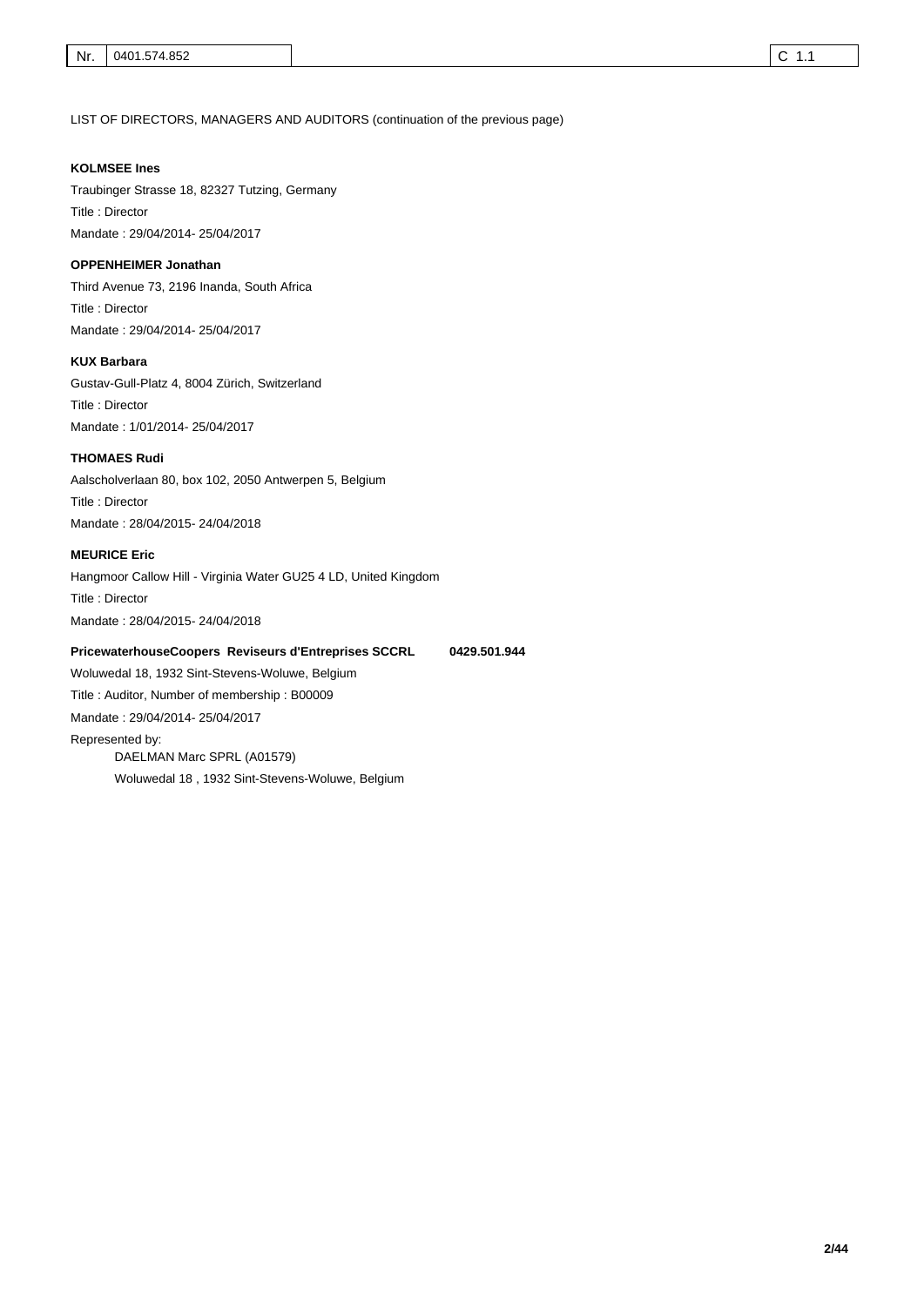LIST OF DIRECTORS, MANAGERS AND AUDITORS (continuation of the previous page)

**KOLMSEE Ines**

Traubinger Strasse 18, 82327 Tutzing, Germany

Title : Director

Mandate : 29/04/2014- 25/04/2017

**OPPENHEIMER Jonathan**

Third Avenue 73, 2196 Inanda, South Africa

Title : Director

Mandate : 29/04/2014- 25/04/2017

**KUX Barbara**

Gustav-Gull-Platz 4, 8004 Zürich, Switzerland

Title : Director

Mandate : 1/01/2014- 25/04/2017

**THOMAES Rudi**

Aalscholverlaan 80, box 102, 2050 Antwerpen 5, Belgium

Title : Director

Mandate : 28/04/2015- 24/04/2018

**MEURICE Eric**

Hangmoor Callow Hill - Virginia Water GU25 4 LD, United Kingdom

Title : Director

Mandate : 28/04/2015- 24/04/2018

**PricewaterhouseCoopers Reviseurs d'Entreprises SCCRL 0429.501.944**

Woluwedal 18, 1932 Sint-Stevens-Woluwe, Belgium

Title : Auditor, Number of membership : B00009

Mandate : 29/04/2014- 25/04/2017

Represented by:

DAELMAN Marc SPRL (A01579)

Woluwedal 18 , 1932 Sint-Stevens-Woluwe, Belgium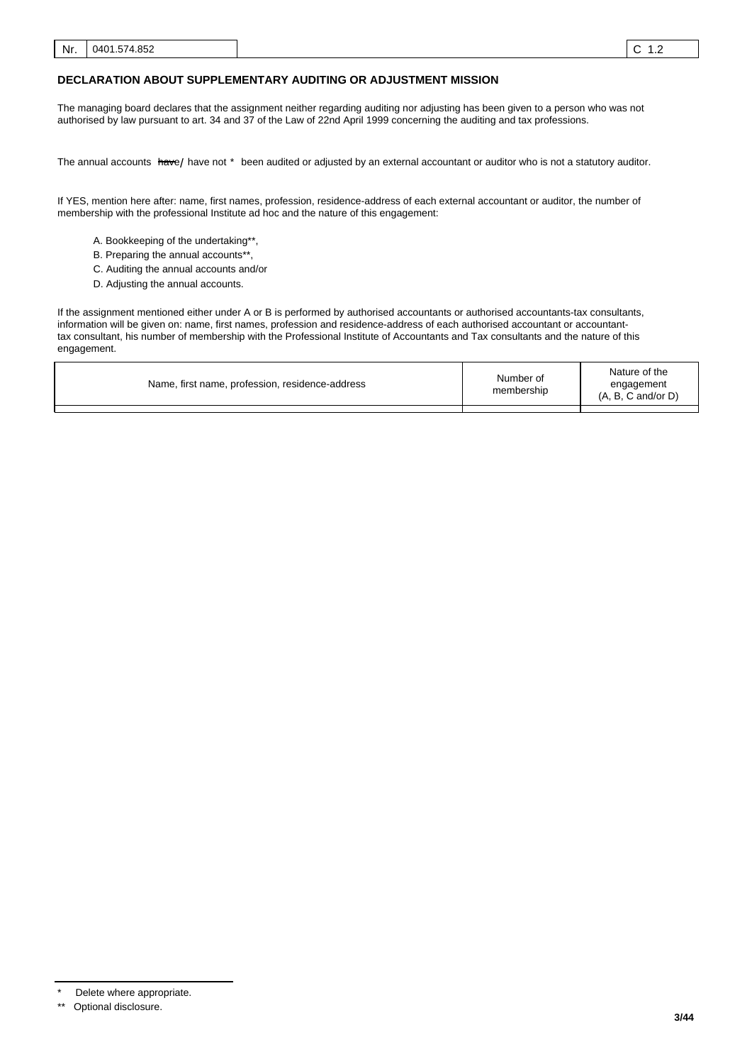| Nr. | 0401.574.852 | C 1.2 |
|---|---|---|

## DECLARATION ABOUT SUPPLEMENTARY AUDITING OR ADJUSTMENT MISSION

The managing board declares that the assignment neither regarding auditing nor adjusting has been given to a person who was not authorised by law pursuant to art. 34 and 37 of the Law of 22nd April 1999 concerning the auditing and tax professions.

The annual accounts ~~have~~ / have not * been audited or adjusted by an external accountant or auditor who is not a statutory auditor.

If YES, mention here after: name, first names, profession, residence-address of each external accountant or auditor, the number of membership with the professional Institute ad hoc and the nature of this engagement:

A. Bookkeeping of the undertaking**,
B. Preparing the annual accounts**,
C. Auditing the annual accounts and/or
D. Adjusting the annual accounts.

If the assignment mentioned either under A or B is performed by authorised accountants or authorised accountants-tax consultants, information will be given on: name, first names, profession and residence-address of each authorised accountant or accountant-tax consultant, his number of membership with the Professional Institute of Accountants and Tax consultants and the nature of this engagement.

| Name, first name, profession, residence-address | Number of membership | Nature of the engagement (A, B, C and/or D) |
|---|---|---|
| | | |

\* Delete where appropriate.

\** Optional disclosure.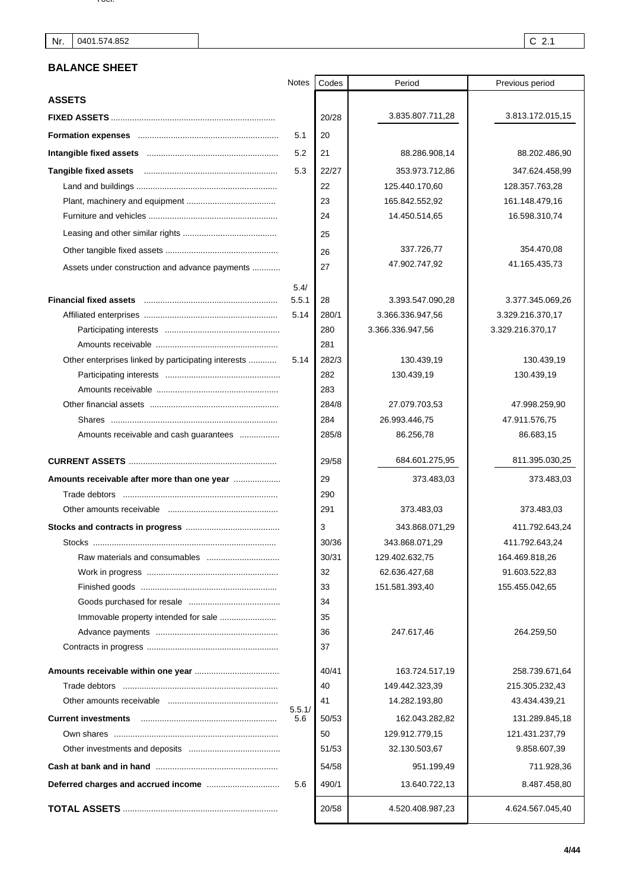| Nr. | 0401.574.852 | C 2.1 |
|---|---|---|

## BALANCE SHEET

| | Notes | Codes | Period | Previous period |
|---|---|---|---|---|
| **ASSETS** | | | | |
| **FIXED ASSETS** | | 20/28 | 3.835.807.711,28 | 3.813.172.015,15 |
| **Formation expenses** | 5.1 | 20 | | |
| **Intangible fixed assets** | 5.2 | 21 | 88.286.908,14 | 88.202.486,90 |
| **Tangible fixed assets** | 5.3 | 22/27 | 353.973.712,86 | 347.624.458,99 |
| Land and buildings | | 22 | 125.440.170,60 | 128.357.763,28 |
| Plant, machinery and equipment | | 23 | 165.842.552,92 | 161.148.479,16 |
| Furniture and vehicles | | 24 | 14.450.514,65 | 16.598.310,74 |
| Leasing and other similar rights | | 25 | | |
| Other tangible fixed assets | | 26 | 337.726,77 | 354.470,08 |
| Assets under construction and advance payments | | 27 | 47.902.747,92 | 41.165.435,73 |
| **Financial fixed assets** | 5.4/ 5.5.1 | 28 | 3.393.547.090,28 | 3.377.345.069,26 |
| Affiliated enterprises | 5.14 | 280/1 | 3.366.336.947,56 | 3.329.216.370,17 |
| Participating interests | | 280 | 3.366.336.947,56 | 3.329.216.370,17 |
| Amounts receivable | | 281 | | |
| Other enterprises linked by participating interests | 5.14 | 282/3 | 130.439,19 | 130.439,19 |
| Participating interests | | 282 | 130.439,19 | 130.439,19 |
| Amounts receivable | | 283 | | |
| Other financial assets | | 284/8 | 27.079.703,53 | 47.998.259,90 |
| Shares | | 284 | 26.993.446,75 | 47.911.576,75 |
| Amounts receivable and cash guarantees | | 285/8 | 86.256,78 | 86.683,15 |
| **CURRENT ASSETS** | | 29/58 | 684.601.275,95 | 811.395.030,25 |
| **Amounts receivable after more than one year** | | 29 | 373.483,03 | 373.483,03 |
| Trade debtors | | 290 | | |
| Other amounts receivable | | 291 | 373.483,03 | 373.483,03 |
| **Stocks and contracts in progress** | | 3 | 343.868.071,29 | 411.792.643,24 |
| Stocks | | 30/36 | 343.868.071,29 | 411.792.643,24 |
| Raw materials and consumables | | 30/31 | 129.402.632,75 | 164.469.818,26 |
| Work in progress | | 32 | 62.636.427,68 | 91.603.522,83 |
| Finished goods | | 33 | 151.581.393,40 | 155.455.042,65 |
| Goods purchased for resale | | 34 | | |
| Immovable property intended for sale | | 35 | | |
| Advance payments | | 36 | 247.617,46 | 264.259,50 |
| Contracts in progress | | 37 | | |
| **Amounts receivable within one year** | | 40/41 | 163.724.517,19 | 258.739.671,64 |
| Trade debtors | | 40 | 149.442.323,39 | 215.305.232,43 |
| Other amounts receivable | | 41 | 14.282.193,80 | 43.434.439,21 |
| **Current investments** | 5.5.1/ 5.6 | 50/53 | 162.043.282,82 | 131.289.845,18 |
| Own shares | | 50 | 129.912.779,15 | 121.431.237,79 |
| Other investments and deposits | | 51/53 | 32.130.503,67 | 9.858.607,39 |
| **Cash at bank and in hand** | | 54/58 | 951.199,49 | 711.928,36 |
| **Deferred charges and accrued income** | 5.6 | 490/1 | 13.640.722,13 | 8.487.458,80 |
| **TOTAL ASSETS** | | 20/58 | 4.520.408.987,23 | 4.624.567.045,40 |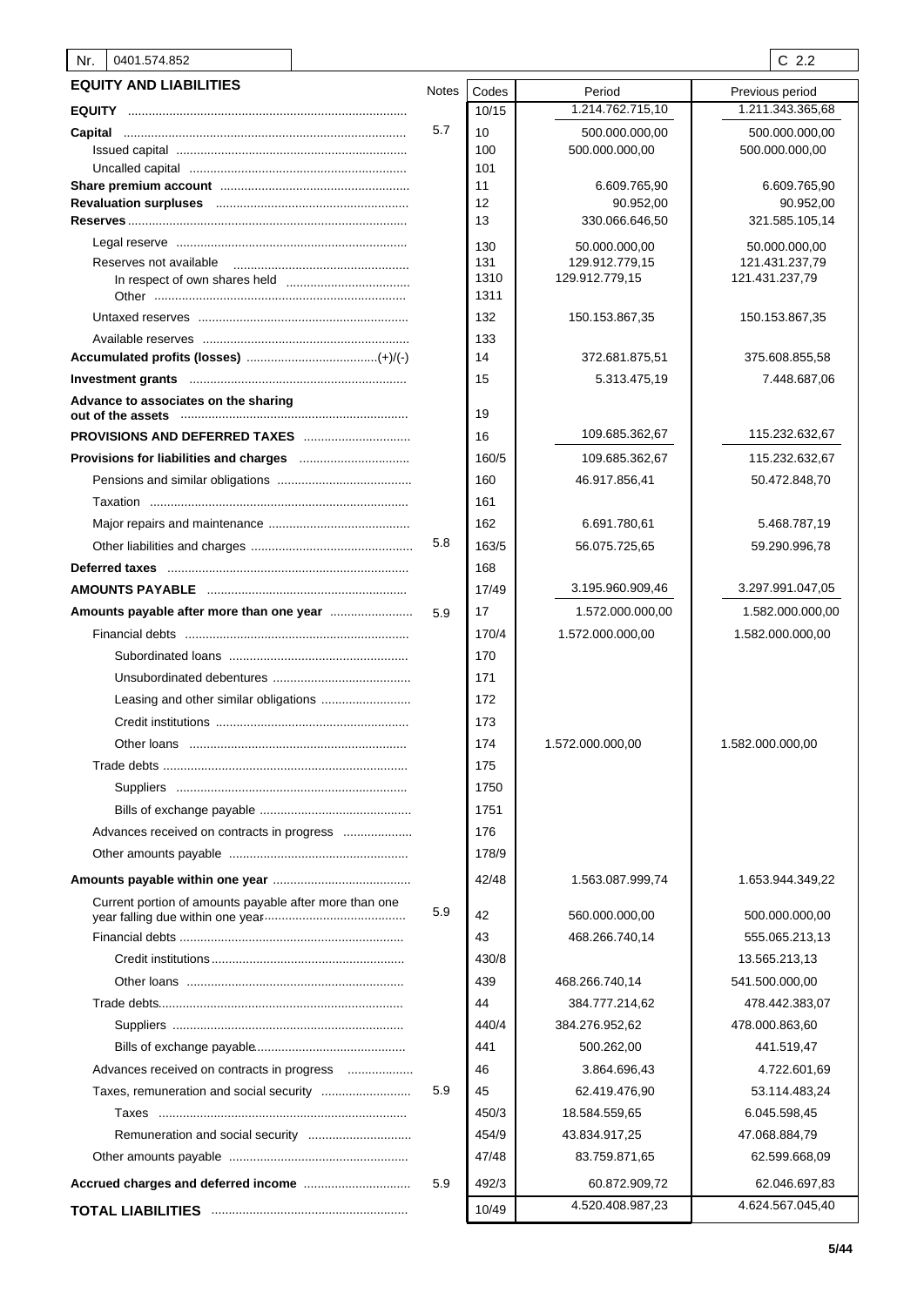| Nr. | 0401.574.852 | | | C 2.2 |
|---|---|---|---|---|

## EQUITY AND LIABILITIES

| EQUITY AND LIABILITIES | Notes | Codes | Period | Previous period |
|---|---|---|---|---|
| **EQUITY** | | 10/15 | 1.214.762.715,10 | 1.211.343.365,68 |
| **Capital** | 5.7 | 10 | 500.000.000,00 | 500.000.000,00 |
| Issued capital | | 100 | 500.000.000,00 | 500.000.000,00 |
| Uncalled capital | | 101 | | |
| **Share premium account** | | 11 | 6.609.765,90 | 6.609.765,90 |
| **Revaluation surpluses** | | 12 | 90.952,00 | 90.952,00 |
| **Reserves** | | 13 | 330.066.646,50 | 321.585.105,14 |
| Legal reserve | | 130 | 50.000.000,00 | 50.000.000,00 |
| Reserves not available | | 131 | 129.912.779,15 | 121.431.237,79 |
| In respect of own shares held | | 1310 | 129.912.779,15 | 121.431.237,79 |
| Other | | 1311 | | |
| Untaxed reserves | | 132 | 150.153.867,35 | 150.153.867,35 |
| Available reserves | | 133 | | |
| **Accumulated profits (losses)** (+)/(-) | | 14 | 372.681.875,51 | 375.608.855,58 |
| **Investment grants** | | 15 | 5.313.475,19 | 7.448.687,06 |
| **Advance to associates on the sharing out of the assets** | | 19 | | |
| **PROVISIONS AND DEFERRED TAXES** | | 16 | 109.685.362,67 | 115.232.632,67 |
| **Provisions for liabilities and charges** | | 160/5 | 109.685.362,67 | 115.232.632,67 |
| Pensions and similar obligations | | 160 | 46.917.856,41 | 50.472.848,70 |
| Taxation | | 161 | | |
| Major repairs and maintenance | | 162 | 6.691.780,61 | 5.468.787,19 |
| Other liabilities and charges | 5.8 | 163/5 | 56.075.725,65 | 59.290.996,78 |
| **Deferred taxes** | | 168 | | |
| **AMOUNTS PAYABLE** | | 17/49 | 3.195.960.909,46 | 3.297.991.047,05 |
| **Amounts payable after more than one year** | 5.9 | 17 | 1.572.000.000,00 | 1.582.000.000,00 |
| Financial debts | | 170/4 | 1.572.000.000,00 | 1.582.000.000,00 |
| Subordinated loans | | 170 | | |
| Unsubordinated debentures | | 171 | | |
| Leasing and other similar obligations | | 172 | | |
| Credit institutions | | 173 | | |
| Other loans | | 174 | 1.572.000.000,00 | 1.582.000.000,00 |
| Trade debts | | 175 | | |
| Suppliers | | 1750 | | |
| Bills of exchange payable | | 1751 | | |
| Advances received on contracts in progress | | 176 | | |
| Other amounts payable | | 178/9 | | |
| **Amounts payable within one year** | | 42/48 | 1.563.087.999,74 | 1.653.944.349,22 |
| Current portion of amounts payable after more than one year falling due within one year | 5.9 | 42 | 560.000.000,00 | 500.000.000,00 |
| Financial debts | | 43 | 468.266.740,14 | 555.065.213,13 |
| Credit institutions | | 430/8 | | 13.565.213,13 |
| Other loans | | 439 | 468.266.740,14 | 541.500.000,00 |
| Trade debts | | 44 | 384.777.214,62 | 478.442.383,07 |
| Suppliers | | 440/4 | 384.276.952,62 | 478.000.863,60 |
| Bills of exchange payable | | 441 | 500.262,00 | 441.519,47 |
| Advances received on contracts in progress | | 46 | 3.864.696,43 | 4.722.601,69 |
| Taxes, remuneration and social security | 5.9 | 45 | 62.419.476,90 | 53.114.483,24 |
| Taxes | | 450/3 | 18.584.559,65 | 6.045.598,45 |
| Remuneration and social security | | 454/9 | 43.834.917,25 | 47.068.884,79 |
| Other amounts payable | | 47/48 | 83.759.871,65 | 62.599.668,09 |
| **Accrued charges and deferred income** | 5.9 | 492/3 | 60.872.909,72 | 62.046.697,83 |
| **TOTAL LIABILITIES** | | 10/49 | 4.520.408.987,23 | 4.624.567.045,40 |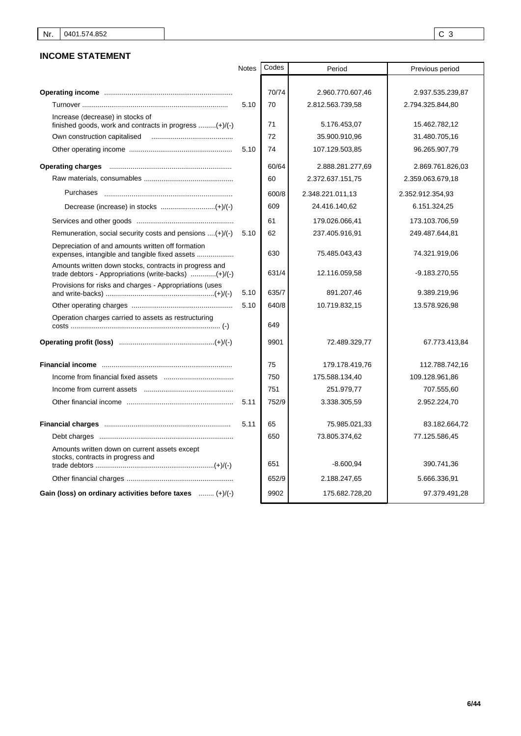| Nr. | 0401.574.852 | | C 3 |
|---|---|---|---|

## INCOME STATEMENT

| | Notes | Codes | Period | Previous period |
|---|---|---|---|---|
| **Operating income** | | 70/74 | 2.960.770.607,46 | 2.937.535.239,87 |
| Turnover | 5.10 | 70 | 2.812.563.739,58 | 2.794.325.844,80 |
| Increase (decrease) in stocks of finished goods, work and contracts in progress (+)/(-) | | 71 | 5.176.453,07 | 15.462.782,12 |
| Own construction capitalised | | 72 | 35.900.910,96 | 31.480.705,16 |
| Other operating income | 5.10 | 74 | 107.129.503,85 | 96.265.907,79 |
| **Operating charges** | | 60/64 | 2.888.281.277,69 | 2.869.761.826,03 |
| Raw materials, consumables | | 60 | 2.372.637.151,75 | 2.359.063.679,18 |
| Purchases | | 600/8 | 2.348.221.011,13 | 2.352.912.354,93 |
| Decrease (increase) in stocks (+)/(-) | | 609 | 24.416.140,62 | 6.151.324,25 |
| Services and other goods | | 61 | 179.026.066,41 | 173.103.706,59 |
| Remuneration, social security costs and pensions (+)/(-) | 5.10 | 62 | 237.405.916,91 | 249.487.644,81 |
| Depreciation of and amounts written off formation expenses, intangible and tangible fixed assets | | 630 | 75.485.043,43 | 74.321.919,06 |
| Amounts written down stocks, contracts in progress and trade debtors - Appropriations (write-backs) (+)/(-) | | 631/4 | 12.116.059,58 | -9.183.270,55 |
| Provisions for risks and charges - Appropriations (uses and write-backs) (+)/(-) | 5.10 | 635/7 | 891.207,46 | 9.389.219,96 |
| Other operating charges | 5.10 | 640/8 | 10.719.832,15 | 13.578.926,98 |
| Operation charges carried to assets as restructuring costs (-) | | 649 | | |
| **Operating profit (loss)** (+)/(-) | | 9901 | 72.489.329,77 | 67.773.413,84 |
| **Financial income** | | 75 | 179.178.419,76 | 112.788.742,16 |
| Income from financial fixed assets | | 750 | 175.588.134,40 | 109.128.961,86 |
| Income from current assets | | 751 | 251.979,77 | 707.555,60 |
| Other financial income | 5.11 | 752/9 | 3.338.305,59 | 2.952.224,70 |
| **Financial charges** | 5.11 | 65 | 75.985.021,33 | 83.182.664,72 |
| Debt charges | | 650 | 73.805.374,62 | 77.125.586,45 |
| Amounts written down on current assets except stocks, contracts in progress and trade debtors (+)/(-) | | 651 | -8.600,94 | 390.741,36 |
| Other financial charges | | 652/9 | 2.188.247,65 | 5.666.336,91 |
| **Gain (loss) on ordinary activities before taxes** (+)/(-) | | 9902 | 175.682.728,20 | 97.379.491,28 |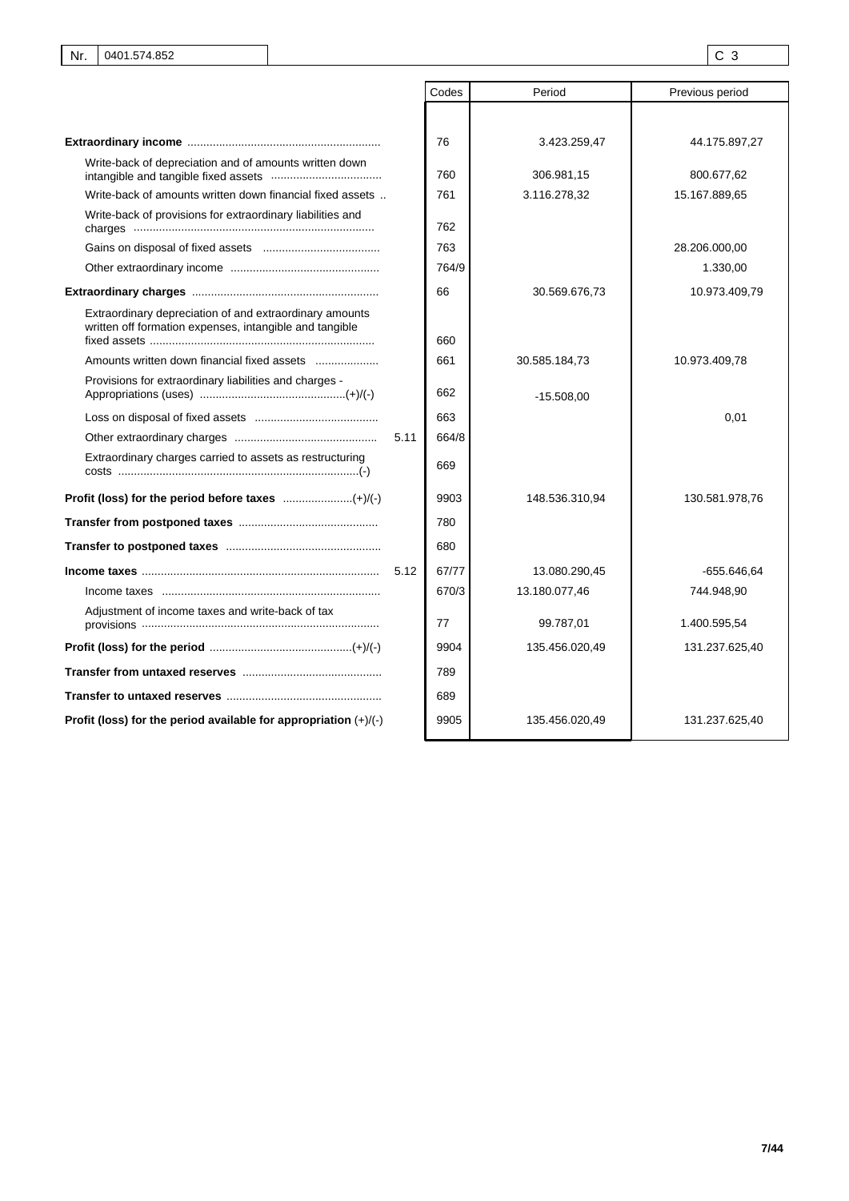| Nr. | 0401.574.852 | C 3 |
|---|---|---|

| | | Codes | Period | Previous period |
|---|---|---|---|---|
| **Extraordinary income** | | 76 | 3.423.259,47 | 44.175.897,27 |
| Write-back of depreciation and of amounts written down intangible and tangible fixed assets | | 760 | 306.981,15 | 800.677,62 |
| Write-back of amounts written down financial fixed assets | | 761 | 3.116.278,32 | 15.167.889,65 |
| Write-back of provisions for extraordinary liabilities and charges | | 762 | | |
| Gains on disposal of fixed assets | | 763 | | 28.206.000,00 |
| Other extraordinary income | | 764/9 | | 1.330,00 |
| **Extraordinary charges** | | 66 | 30.569.676,73 | 10.973.409,79 |
| Extraordinary depreciation of and extraordinary amounts written off formation expenses, intangible and tangible fixed assets | | 660 | | |
| Amounts written down financial fixed assets | | 661 | 30.585.184,73 | 10.973.409,78 |
| Provisions for extraordinary liabilities and charges - Appropriations (uses) (+)/(-) | | 662 | -15.508,00 | |
| Loss on disposal of fixed assets | | 663 | | 0,01 |
| Other extraordinary charges | 5.11 | 664/8 | | |
| Extraordinary charges carried to assets as restructuring costs (-) | | 669 | | |
| **Profit (loss) for the period before taxes** (+)/(-) | | 9903 | 148.536.310,94 | 130.581.978,76 |
| **Transfer from postponed taxes** | | 780 | | |
| **Transfer to postponed taxes** | | 680 | | |
| **Income taxes** | 5.12 | 67/77 | 13.080.290,45 | -655.646,64 |
| Income taxes | | 670/3 | 13.180.077,46 | 744.948,90 |
| Adjustment of income taxes and write-back of tax provisions | | 77 | 99.787,01 | 1.400.595,54 |
| **Profit (loss) for the period** (+)/(-) | | 9904 | 135.456.020,49 | 131.237.625,40 |
| **Transfer from untaxed reserves** | | 789 | | |
| **Transfer to untaxed reserves** | | 689 | | |
| **Profit (loss) for the period available for appropriation** (+)/(-) | | 9905 | 135.456.020,49 | 131.237.625,40 |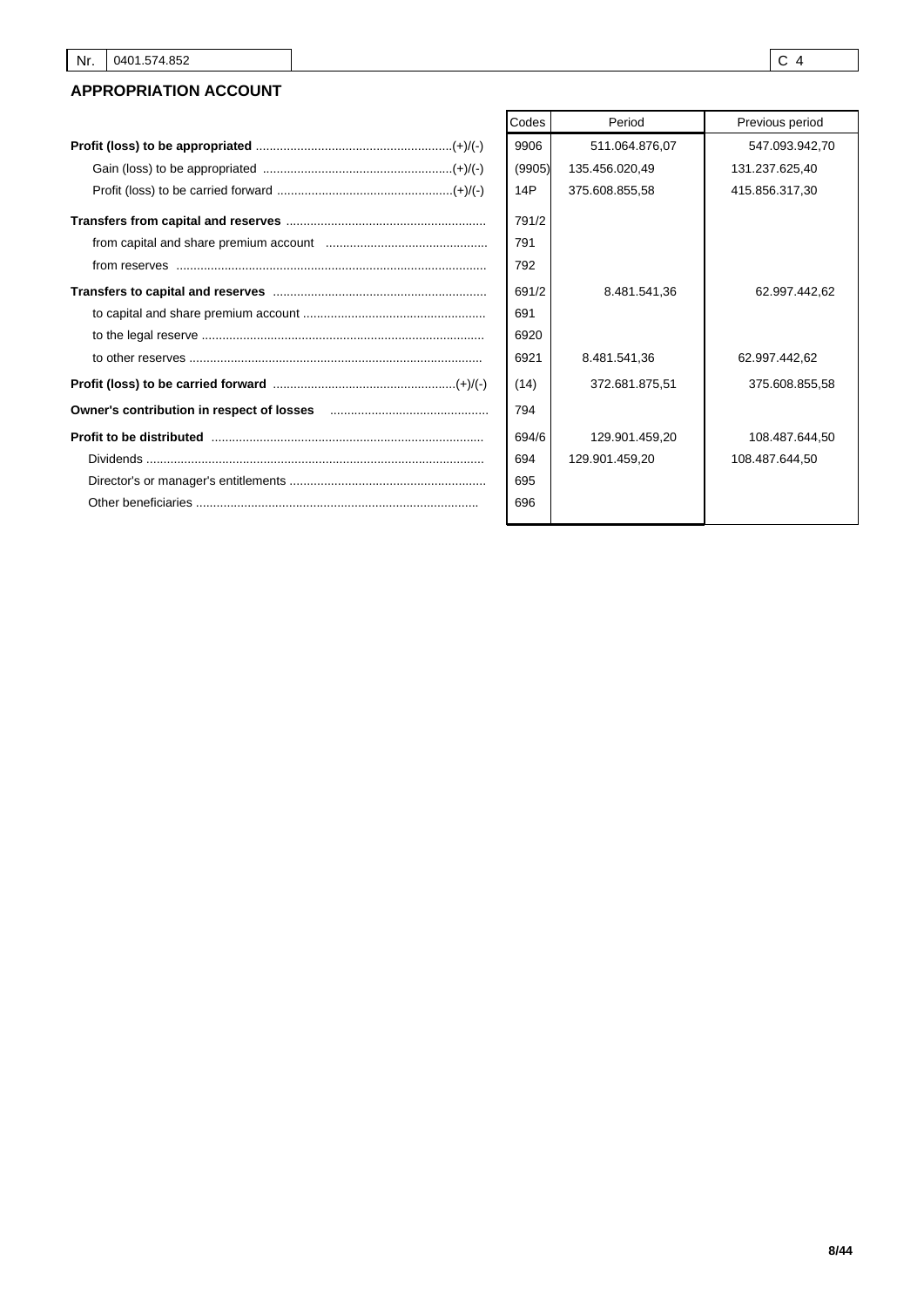| Nr. | 0401.574.852 | C 4 |
|---|---|---|

## APPROPRIATION ACCOUNT

| | Codes | Period | Previous period |
|---|---|---|---|
| **Profit (loss) to be appropriated** (+)/(-) | 9906 | 511.064.876,07 | 547.093.942,70 |
| Gain (loss) to be appropriated (+)/(-) | (9905) | 135.456.020,49 | 131.237.625,40 |
| Profit (loss) to be carried forward (+)/(-) | 14P | 375.608.855,58 | 415.856.317,30 |
| **Transfers from capital and reserves** | 791/2 | | |
| from capital and share premium account | 791 | | |
| from reserves | 792 | | |
| **Transfers to capital and reserves** | 691/2 | 8.481.541,36 | 62.997.442,62 |
| to capital and share premium account | 691 | | |
| to the legal reserve | 6920 | | |
| to other reserves | 6921 | 8.481.541,36 | 62.997.442,62 |
| **Profit (loss) to be carried forward** (+)/(-) | (14) | 372.681.875,51 | 375.608.855,58 |
| **Owner's contribution in respect of losses** | 794 | | |
| **Profit to be distributed** | 694/6 | 129.901.459,20 | 108.487.644,50 |
| Dividends | 694 | 129.901.459,20 | 108.487.644,50 |
| Director's or manager's entitlements | 695 | | |
| Other beneficiaries | 696 | | |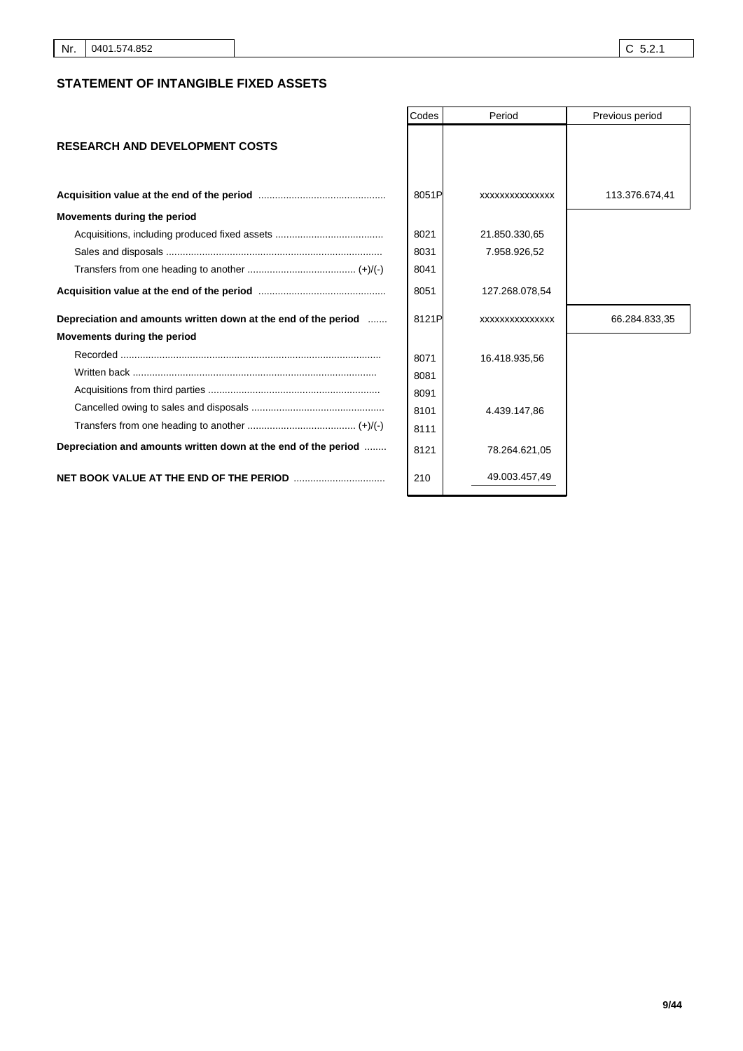| Nr. | 0401.574.852 | C 5.2.1 |
|---|---|---|

## STATEMENT OF INTANGIBLE FIXED ASSETS

| | Codes | Period | Previous period |
|---|---|---|---|
| **RESEARCH AND DEVELOPMENT COSTS** | | | |
| **Acquisition value at the end of the period** | 8051P | xxxxxxxxxxxxxx | 113.376.674,41 |
| **Movements during the period** | | | |
| Acquisitions, including produced fixed assets | 8021 | 21.850.330,65 | |
| Sales and disposals | 8031 | 7.958.926,52 | |
| Transfers from one heading to another (+)/(-) | 8041 | | |
| **Acquisition value at the end of the period** | 8051 | 127.268.078,54 | |
| **Depreciation and amounts written down at the end of the period** | 8121P | xxxxxxxxxxxxxx | 66.284.833,35 |
| **Movements during the period** | | | |
| Recorded | 8071 | 16.418.935,56 | |
| Written back | 8081 | | |
| Acquisitions from third parties | 8091 | | |
| Cancelled owing to sales and disposals | 8101 | 4.439.147,86 | |
| Transfers from one heading to another (+)/(-) | 8111 | | |
| **Depreciation and amounts written down at the end of the period** | 8121 | 78.264.621,05 | |
| **NET BOOK VALUE AT THE END OF THE PERIOD** | 210 | 49.003.457,49 | |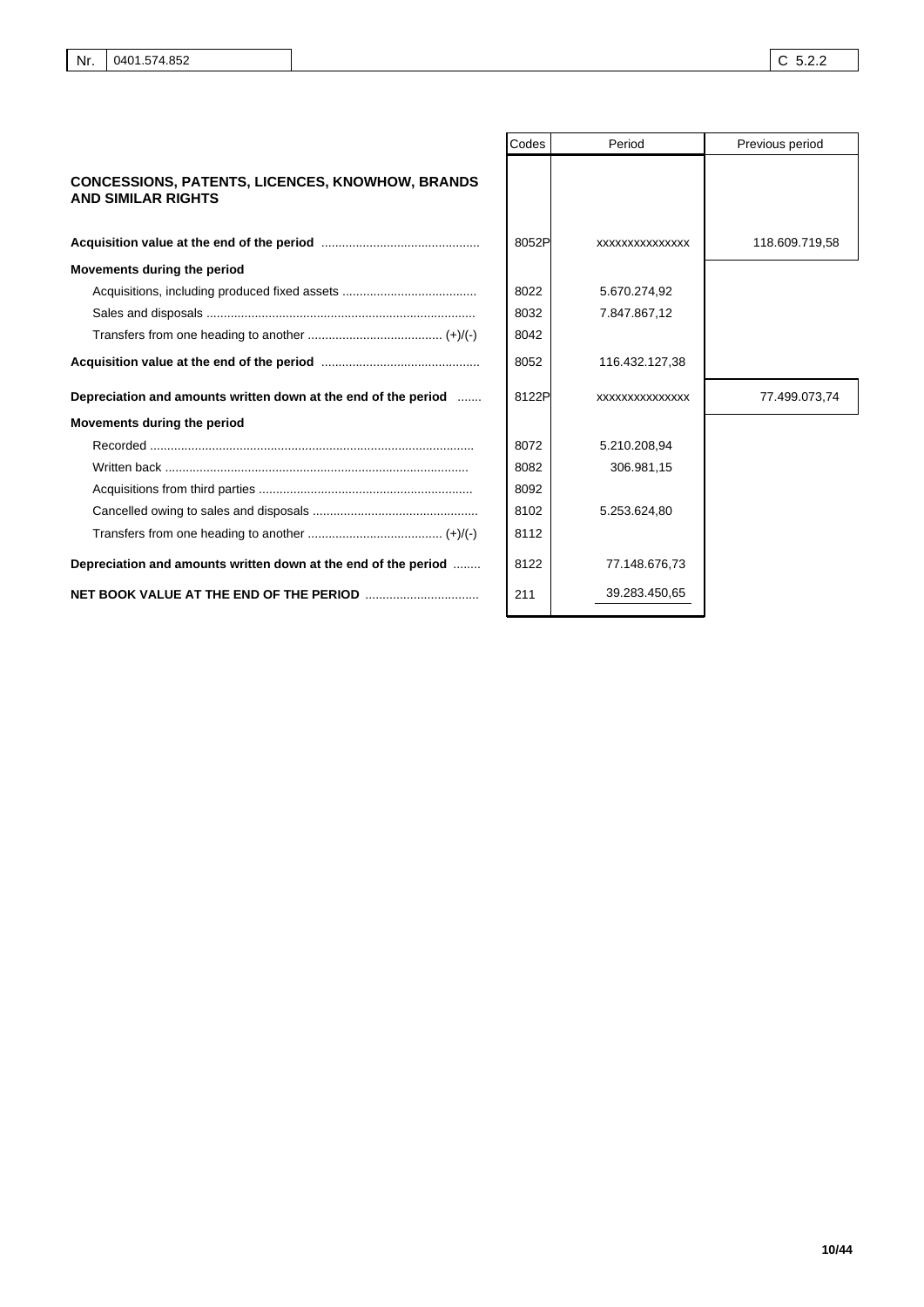| | Codes | Period | Previous period |
|---|---|---|---|
| **CONCESSIONS, PATENTS, LICENCES, KNOWHOW, BRANDS AND SIMILAR RIGHTS** | | | |
| **Acquisition value at the end of the period** | 8052P | xxxxxxxxxxxxxx | 118.609.719,58 |
| **Movements during the period** | | | |
| Acquisitions, including produced fixed assets | 8022 | 5.670.274,92 | |
| Sales and disposals | 8032 | 7.847.867,12 | |
| Transfers from one heading to another (+)/(-) | 8042 | | |
| **Acquisition value at the end of the period** | 8052 | 116.432.127,38 | |
| **Depreciation and amounts written down at the end of the period** | 8122P | xxxxxxxxxxxxxx | 77.499.073,74 |
| **Movements during the period** | | | |
| Recorded | 8072 | 5.210.208,94 | |
| Written back | 8082 | 306.981,15 | |
| Acquisitions from third parties | 8092 | | |
| Cancelled owing to sales and disposals | 8102 | 5.253.624,80 | |
| Transfers from one heading to another (+)/(-) | 8112 | | |
| **Depreciation and amounts written down at the end of the period** | 8122 | 77.148.676,73 | |
| **NET BOOK VALUE AT THE END OF THE PERIOD** | 211 | 39.283.450,65 | |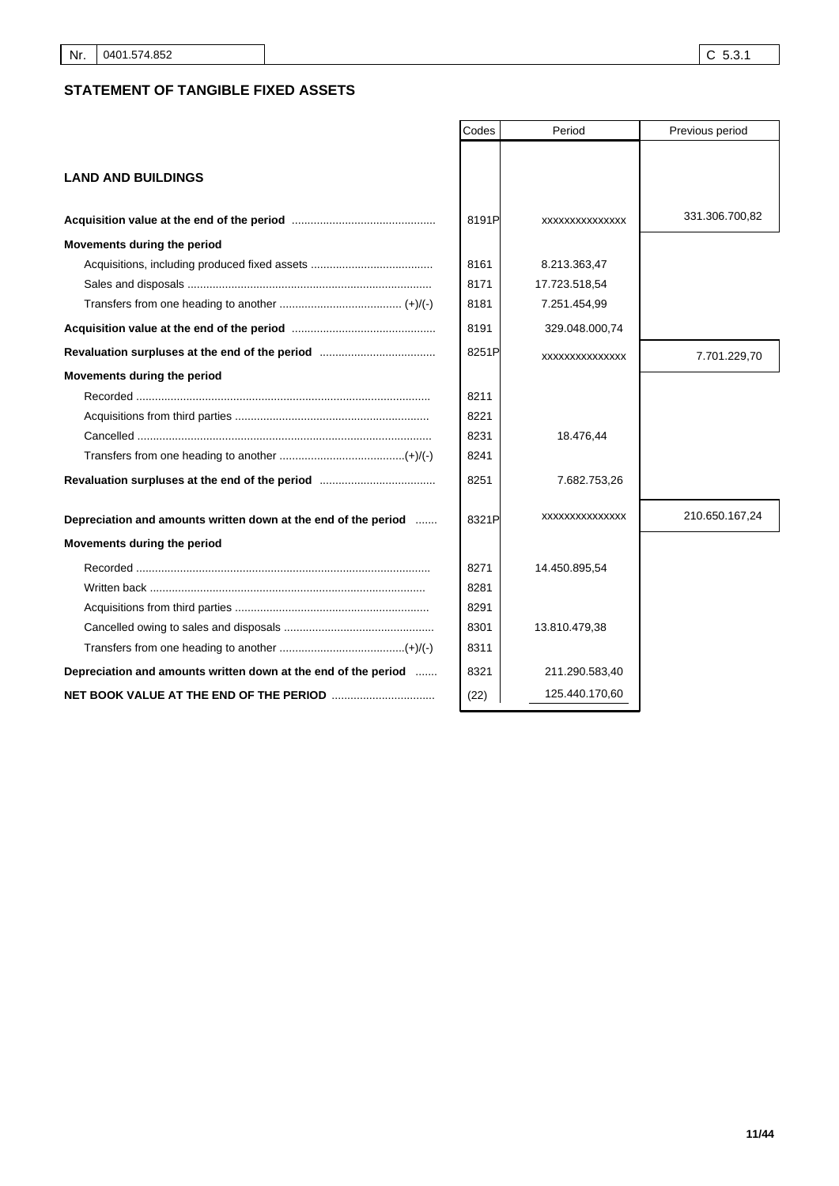| Nr. | 0401.574.852 | C 5.3.1 |
|---|---|---|

## STATEMENT OF TANGIBLE FIXED ASSETS

| | Codes | Period | Previous period |
|---|---|---|---|
| **LAND AND BUILDINGS** | | | |
| **Acquisition value at the end of the period** | 8191P | xxxxxxxxxxxxxx | 331.306.700,82 |
| **Movements during the period** | | | |
| Acquisitions, including produced fixed assets | 8161 | 8.213.363,47 | |
| Sales and disposals | 8171 | 17.723.518,54 | |
| Transfers from one heading to another (+)/(-) | 8181 | 7.251.454,99 | |
| **Acquisition value at the end of the period** | 8191 | 329.048.000,74 | |
| **Revaluation surpluses at the end of the period** | 8251P | xxxxxxxxxxxxxx | 7.701.229,70 |
| **Movements during the period** | | | |
| Recorded | 8211 | | |
| Acquisitions from third parties | 8221 | | |
| Cancelled | 8231 | 18.476,44 | |
| Transfers from one heading to another (+)/(-) | 8241 | | |
| **Revaluation surpluses at the end of the period** | 8251 | 7.682.753,26 | |
| **Depreciation and amounts written down at the end of the period** | 8321P | xxxxxxxxxxxxxx | 210.650.167,24 |
| **Movements during the period** | | | |
| Recorded | 8271 | 14.450.895,54 | |
| Written back | 8281 | | |
| Acquisitions from third parties | 8291 | | |
| Cancelled owing to sales and disposals | 8301 | 13.810.479,38 | |
| Transfers from one heading to another (+)/(-) | 8311 | | |
| **Depreciation and amounts written down at the end of the period** | 8321 | 211.290.583,40 | |
| **NET BOOK VALUE AT THE END OF THE PERIOD** | (22) | 125.440.170,60 | |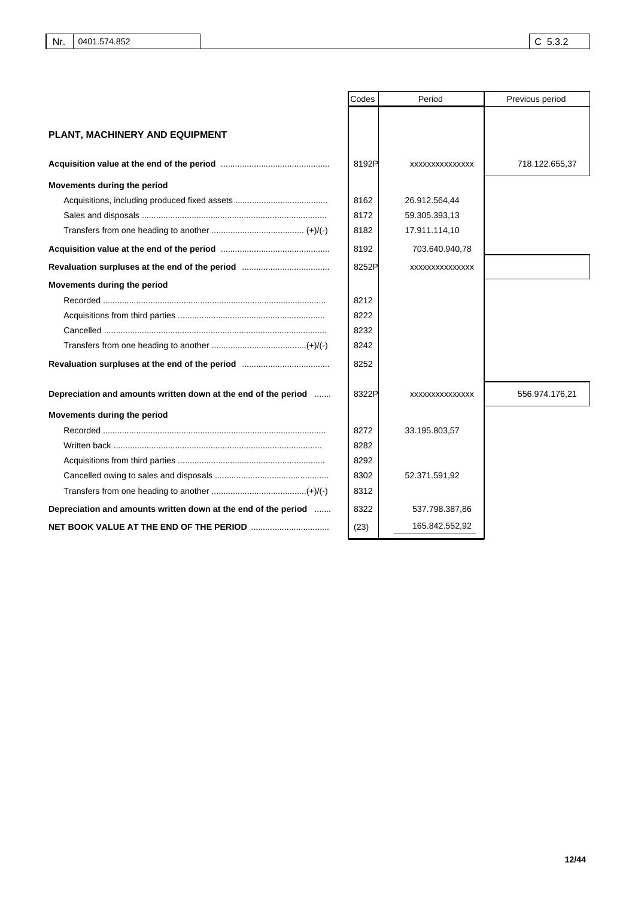| Nr. | 0401.574.852 | C 5.3.2 |
|---|---|---|

## PLANT, MACHINERY AND EQUIPMENT

| | Codes | Period | Previous period |
|---|---|---|---|
| **Acquisition value at the end of the period** | 8192P | xxxxxxxxxxxxxx | 718.122.655,37 |
| **Movements during the period** | | | |
| Acquisitions, including produced fixed assets | 8162 | 26.912.564,44 | |
| Sales and disposals | 8172 | 59.305.393,13 | |
| Transfers from one heading to another (+)/(-) | 8182 | 17.911.114,10 | |
| **Acquisition value at the end of the period** | 8192 | 703.640.940,78 | |
| **Revaluation surpluses at the end of the period** | 8252P | xxxxxxxxxxxxxx | |
| **Movements during the period** | | | |
| Recorded | 8212 | | |
| Acquisitions from third parties | 8222 | | |
| Cancelled | 8232 | | |
| Transfers from one heading to another (+)/(-) | 8242 | | |
| **Revaluation surpluses at the end of the period** | 8252 | | |
| **Depreciation and amounts written down at the end of the period** | 8322P | xxxxxxxxxxxxxx | 556.974.176,21 |
| **Movements during the period** | | | |
| Recorded | 8272 | 33.195.803,57 | |
| Written back | 8282 | | |
| Acquisitions from third parties | 8292 | | |
| Cancelled owing to sales and disposals | 8302 | 52.371.591,92 | |
| Transfers from one heading to another (+)/(-) | 8312 | | |
| **Depreciation and amounts written down at the end of the period** | 8322 | 537.798.387,86 | |
| **NET BOOK VALUE AT THE END OF THE PERIOD** | (23) | 165.842.552,92 | |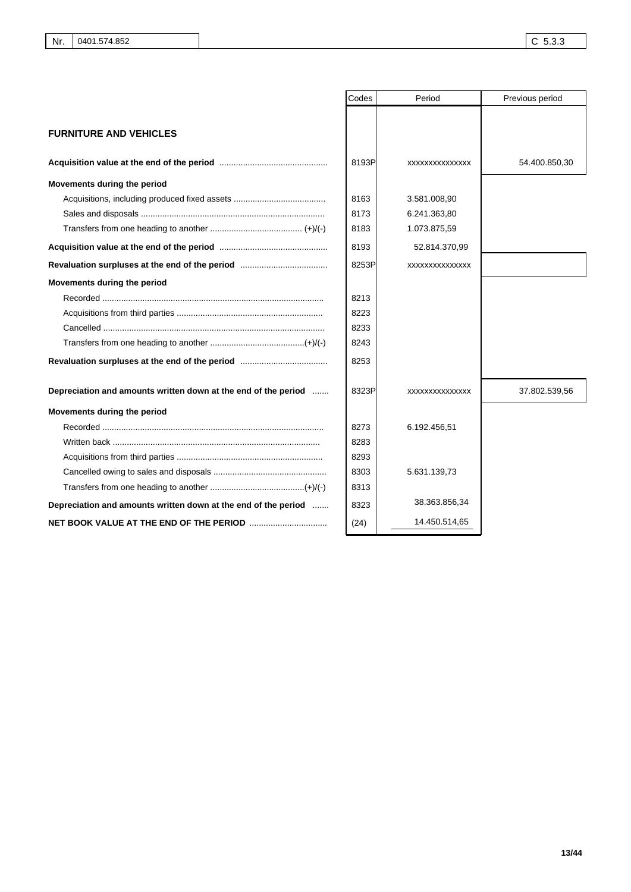| Nr. | 0401.574.852 | C 5.3.3 |
|---|---|---|

| | Codes | Period | Previous period |
|---|---|---|---|
| **FURNITURE AND VEHICLES** | | | |
| **Acquisition value at the end of the period** | 8193P | xxxxxxxxxxxxxx | 54.400.850,30 |
| **Movements during the period** | | | |
| Acquisitions, including produced fixed assets | 8163 | 3.581.008,90 | |
| Sales and disposals | 8173 | 6.241.363,80 | |
| Transfers from one heading to another (+)/(-) | 8183 | 1.073.875,59 | |
| **Acquisition value at the end of the period** | 8193 | 52.814.370,99 | |
| **Revaluation surpluses at the end of the period** | 8253P | xxxxxxxxxxxxxx | |
| **Movements during the period** | | | |
| Recorded | 8213 | | |
| Acquisitions from third parties | 8223 | | |
| Cancelled | 8233 | | |
| Transfers from one heading to another (+)/(-) | 8243 | | |
| **Revaluation surpluses at the end of the period** | 8253 | | |
| **Depreciation and amounts written down at the end of the period** | 8323P | xxxxxxxxxxxxxx | 37.802.539,56 |
| **Movements during the period** | | | |
| Recorded | 8273 | 6.192.456,51 | |
| Written back | 8283 | | |
| Acquisitions from third parties | 8293 | | |
| Cancelled owing to sales and disposals | 8303 | 5.631.139,73 | |
| Transfers from one heading to another (+)/(-) | 8313 | | |
| **Depreciation and amounts written down at the end of the period** | 8323 | 38.363.856,34 | |
| **NET BOOK VALUE AT THE END OF THE PERIOD** | (24) | 14.450.514,65 | |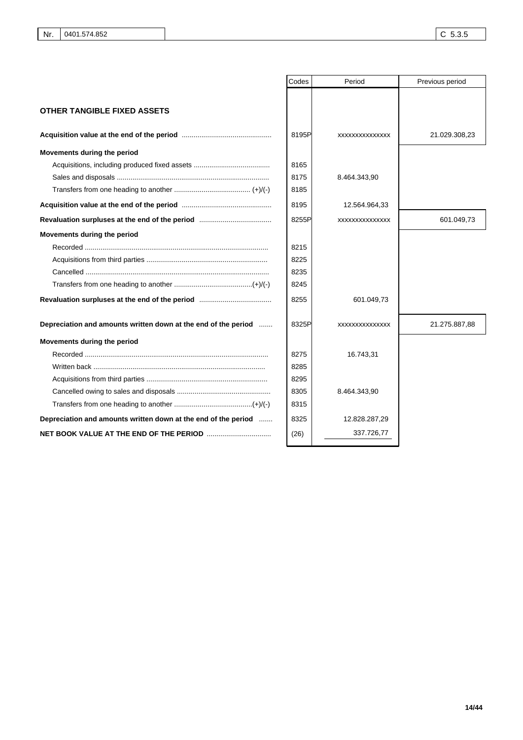| Nr. | 0401.574.852 | C 5.3.5 |
|---|---|---|

| | Codes | Period | Previous period |
|---|---|---|---|
| **OTHER TANGIBLE FIXED ASSETS** | | | |
| **Acquisition value at the end of the period** | 8195P | xxxxxxxxxxxxxx | 21.029.308,23 |
| **Movements during the period** | | | |
| Acquisitions, including produced fixed assets | 8165 | | |
| Sales and disposals | 8175 | 8.464.343,90 | |
| Transfers from one heading to another (+)/(-) | 8185 | | |
| **Acquisition value at the end of the period** | 8195 | 12.564.964,33 | |
| **Revaluation surpluses at the end of the period** | 8255P | xxxxxxxxxxxxxx | 601.049,73 |
| **Movements during the period** | | | |
| Recorded | 8215 | | |
| Acquisitions from third parties | 8225 | | |
| Cancelled | 8235 | | |
| Transfers from one heading to another (+)/(-) | 8245 | | |
| **Revaluation surpluses at the end of the period** | 8255 | 601.049,73 | |
| **Depreciation and amounts written down at the end of the period** | 8325P | xxxxxxxxxxxxxx | 21.275.887,88 |
| **Movements during the period** | | | |
| Recorded | 8275 | 16.743,31 | |
| Written back | 8285 | | |
| Acquisitions from third parties | 8295 | | |
| Cancelled owing to sales and disposals | 8305 | 8.464.343,90 | |
| Transfers from one heading to another (+)/(-) | 8315 | | |
| **Depreciation and amounts written down at the end of the period** | 8325 | 12.828.287,29 | |
| **NET BOOK VALUE AT THE END OF THE PERIOD** | (26) | 337.726,77 | |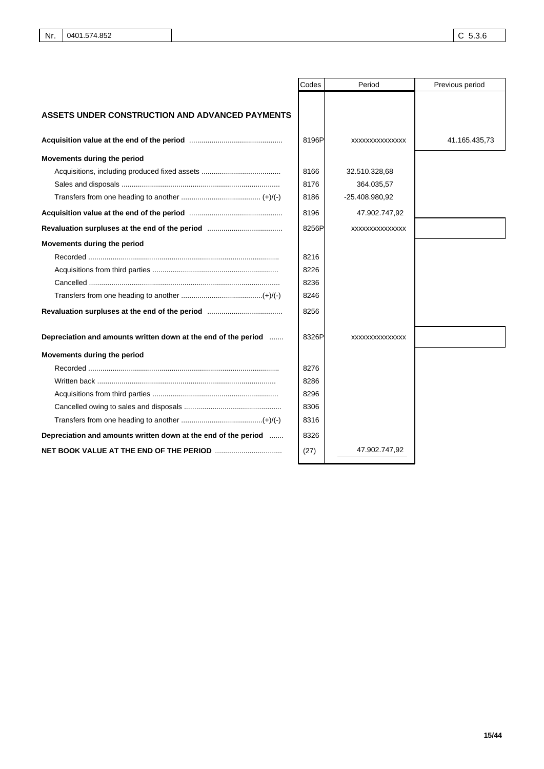| Nr. | 0401.574.852 | | C 5.3.6 |
|---|---|---|---|

| | Codes | Period | Previous period |
|---|---|---|---|
| **ASSETS UNDER CONSTRUCTION AND ADVANCED PAYMENTS** | | | |
| **Acquisition value at the end of the period** | 8196P | xxxxxxxxxxxxxx | 41.165.435,73 |
| **Movements during the period** | | | |
| Acquisitions, including produced fixed assets | 8166 | 32.510.328,68 | |
| Sales and disposals | 8176 | 364.035,57 | |
| Transfers from one heading to another (+)/(-) | 8186 | -25.408.980,92 | |
| **Acquisition value at the end of the period** | 8196 | 47.902.747,92 | |
| **Revaluation surpluses at the end of the period** | 8256P | xxxxxxxxxxxxxx | |
| **Movements during the period** | | | |
| Recorded | 8216 | | |
| Acquisitions from third parties | 8226 | | |
| Cancelled | 8236 | | |
| Transfers from one heading to another (+)/(-) | 8246 | | |
| **Revaluation surpluses at the end of the period** | 8256 | | |
| **Depreciation and amounts written down at the end of the period** | 8326P | xxxxxxxxxxxxxx | |
| **Movements during the period** | | | |
| Recorded | 8276 | | |
| Written back | 8286 | | |
| Acquisitions from third parties | 8296 | | |
| Cancelled owing to sales and disposals | 8306 | | |
| Transfers from one heading to another (+)/(-) | 8316 | | |
| **Depreciation and amounts written down at the end of the period** | 8326 | | |
| **NET BOOK VALUE AT THE END OF THE PERIOD** | (27) | 47.902.747,92 | |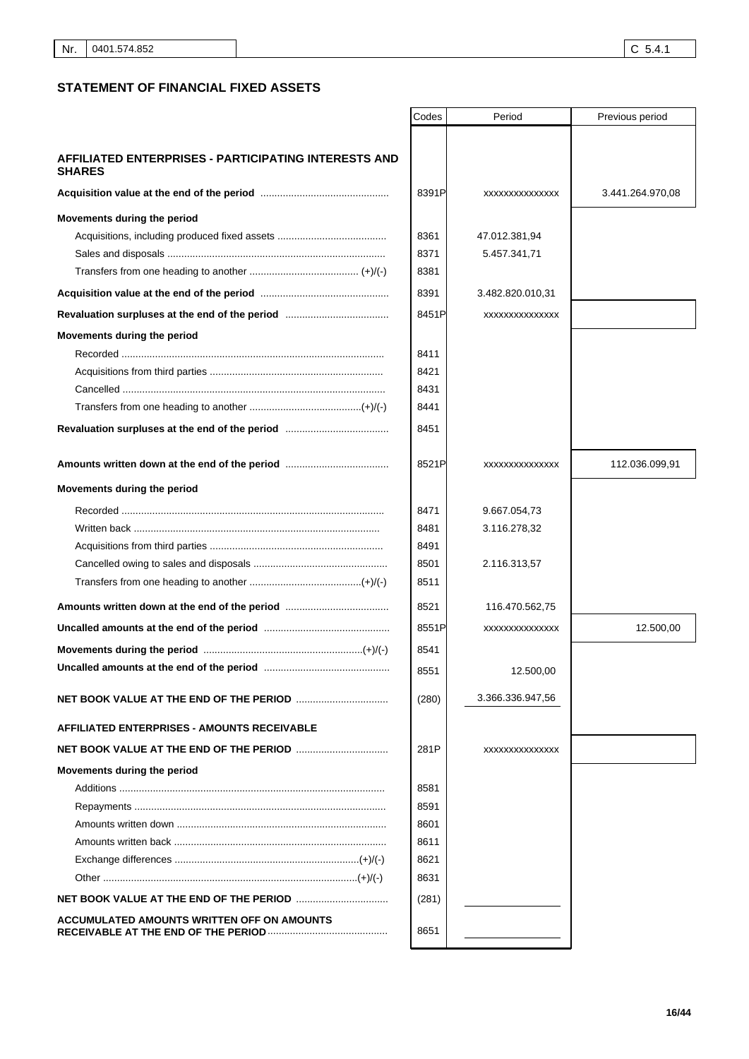## STATEMENT OF FINANCIAL FIXED ASSETS

| | Codes | Period | Previous period |
|---|---|---|---|
| **AFFILIATED ENTERPRISES - PARTICIPATING INTERESTS AND SHARES** | | | |
| **Acquisition value at the end of the period** | 8391P | xxxxxxxxxxxxxx | 3.441.264.970,08 |
| **Movements during the period** | | | |
| Acquisitions, including produced fixed assets | 8361 | 47.012.381,94 | |
| Sales and disposals | 8371 | 5.457.341,71 | |
| Transfers from one heading to another (+)/(-) | 8381 | | |
| **Acquisition value at the end of the period** | 8391 | 3.482.820.010,31 | |
| **Revaluation surpluses at the end of the period** | 8451P | xxxxxxxxxxxxxx | |
| **Movements during the period** | | | |
| Recorded | 8411 | | |
| Acquisitions from third parties | 8421 | | |
| Cancelled | 8431 | | |
| Transfers from one heading to another (+)/(-) | 8441 | | |
| **Revaluation surpluses at the end of the period** | 8451 | | |
| **Amounts written down at the end of the period** | 8521P | xxxxxxxxxxxxxx | 112.036.099,91 |
| **Movements during the period** | | | |
| Recorded | 8471 | 9.667.054,73 | |
| Written back | 8481 | 3.116.278,32 | |
| Acquisitions from third parties | 8491 | | |
| Cancelled owing to sales and disposals | 8501 | 2.116.313,57 | |
| Transfers from one heading to another (+)/(-) | 8511 | | |
| **Amounts written down at the end of the period** | 8521 | 116.470.562,75 | |
| **Uncalled amounts at the end of the period** | 8551P | xxxxxxxxxxxxxx | 12.500,00 |
| **Movements during the period** (+)/(-) | 8541 | | |
| **Uncalled amounts at the end of the period** | 8551 | 12.500,00 | |
| **NET BOOK VALUE AT THE END OF THE PERIOD** | (280) | 3.366.336.947,56 | |
| **AFFILIATED ENTERPRISES - AMOUNTS RECEIVABLE** | | | |
| **NET BOOK VALUE AT THE END OF THE PERIOD** | 281P | xxxxxxxxxxxxxx | |
| **Movements during the period** | | | |
| Additions | 8581 | | |
| Repayments | 8591 | | |
| Amounts written down | 8601 | | |
| Amounts written back | 8611 | | |
| Exchange differences (+)/(-) | 8621 | | |
| Other (+)/(-) | 8631 | | |
| **NET BOOK VALUE AT THE END OF THE PERIOD** | (281) | | |
| **ACCUMULATED AMOUNTS WRITTEN OFF ON AMOUNTS RECEIVABLE AT THE END OF THE PERIOD** | 8651 | | |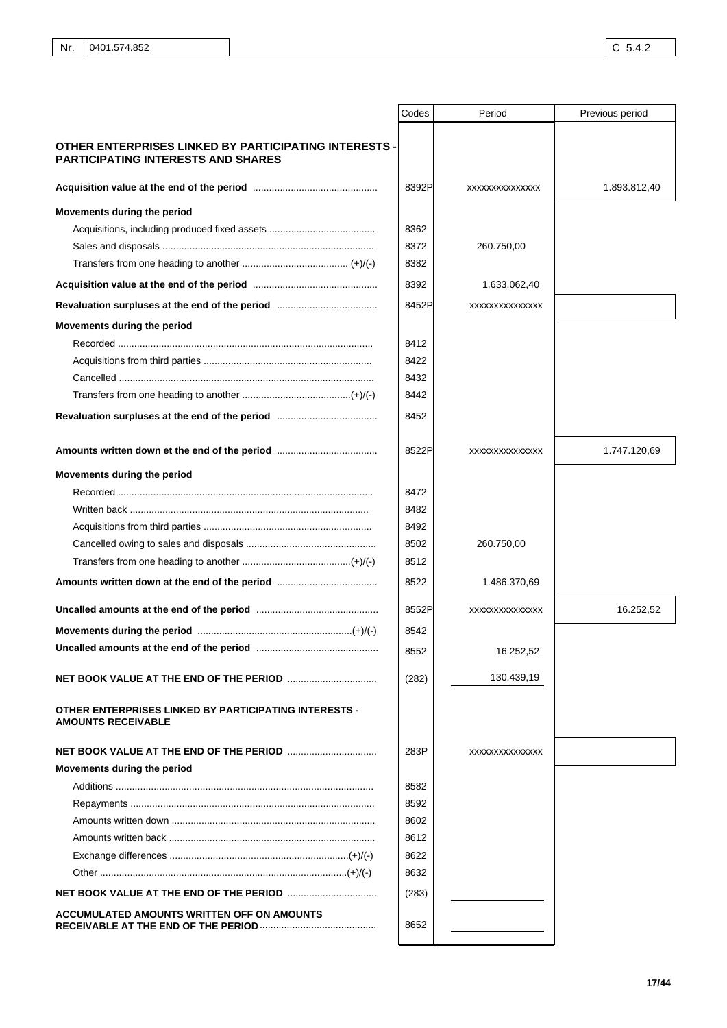| Nr. | 0401.574.852 | C 5.4.2 |
|---|---|---|

| | Codes | Period | Previous period |
|---|---|---|---|
| **OTHER ENTERPRISES LINKED BY PARTICIPATING INTERESTS - PARTICIPATING INTERESTS AND SHARES** | | | |
| **Acquisition value at the end of the period** | 8392P | xxxxxxxxxxxxxx | 1.893.812,40 |
| **Movements during the period** | | | |
| Acquisitions, including produced fixed assets | 8362 | | |
| Sales and disposals | 8372 | 260.750,00 | |
| Transfers from one heading to another (+)/(-) | 8382 | | |
| **Acquisition value at the end of the period** | 8392 | 1.633.062,40 | |
| **Revaluation surpluses at the end of the period** | 8452P | xxxxxxxxxxxxxx | |
| **Movements during the period** | | | |
| Recorded | 8412 | | |
| Acquisitions from third parties | 8422 | | |
| Cancelled | 8432 | | |
| Transfers from one heading to another (+)/(-) | 8442 | | |
| **Revaluation surpluses at the end of the period** | 8452 | | |
| **Amounts written down et the end of the period** | 8522P | xxxxxxxxxxxxxx | 1.747.120,69 |
| **Movements during the period** | | | |
| Recorded | 8472 | | |
| Written back | 8482 | | |
| Acquisitions from third parties | 8492 | | |
| Cancelled owing to sales and disposals | 8502 | 260.750,00 | |
| Transfers from one heading to another (+)/(-) | 8512 | | |
| **Amounts written down at the end of the period** | 8522 | 1.486.370,69 | |
| **Uncalled amounts at the end of the period** | 8552P | xxxxxxxxxxxxxx | 16.252,52 |
| **Movements during the period** (+)/(-) | 8542 | | |
| **Uncalled amounts at the end of the period** | 8552 | 16.252,52 | |
| **NET BOOK VALUE AT THE END OF THE PERIOD** | (282) | 130.439,19 | |
| **OTHER ENTERPRISES LINKED BY PARTICIPATING INTERESTS - AMOUNTS RECEIVABLE** | | | |
| **NET BOOK VALUE AT THE END OF THE PERIOD** | 283P | xxxxxxxxxxxxxx | |
| **Movements during the period** | | | |
| Additions | 8582 | | |
| Repayments | 8592 | | |
| Amounts written down | 8602 | | |
| Amounts written back | 8612 | | |
| Exchange differences (+)/(-) | 8622 | | |
| Other (+)/(-) | 8632 | | |
| **NET BOOK VALUE AT THE END OF THE PERIOD** | (283) | | |
| **ACCUMULATED AMOUNTS WRITTEN OFF ON AMOUNTS RECEIVABLE AT THE END OF THE PERIOD** | 8652 | | |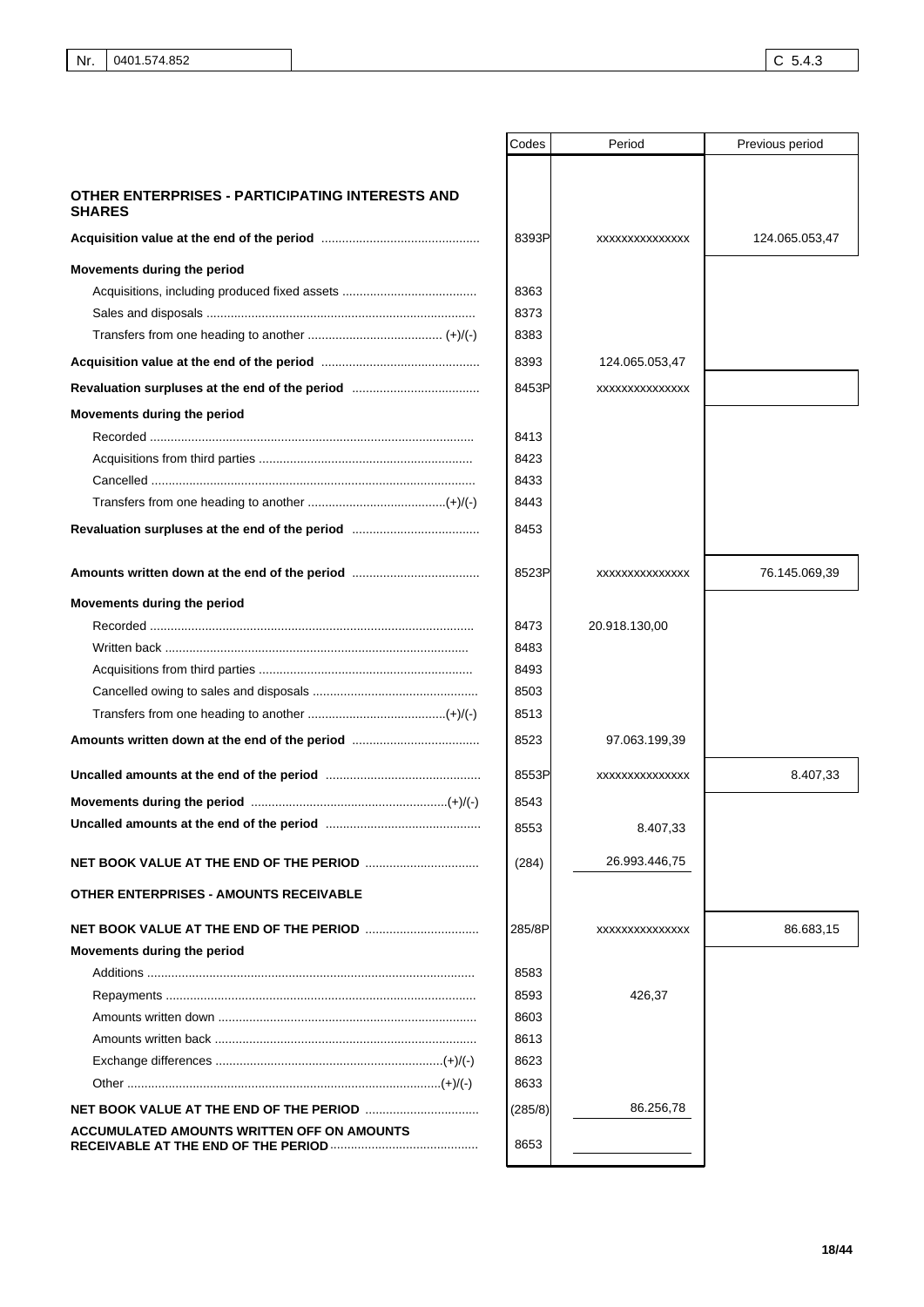| Nr. | 0401.574.852 | C 5.4.3 |
|---|---|---|

| | Codes | Period | Previous period |
|---|---|---|---|
| **OTHER ENTERPRISES - PARTICIPATING INTERESTS AND SHARES** | | | |
| **Acquisition value at the end of the period** | 8393P | xxxxxxxxxxxxxx | 124.065.053,47 |
| **Movements during the period** | | | |
| Acquisitions, including produced fixed assets | 8363 | | |
| Sales and disposals | 8373 | | |
| Transfers from one heading to another (+)/(-) | 8383 | | |
| **Acquisition value at the end of the period** | 8393 | 124.065.053,47 | |
| **Revaluation surpluses at the end of the period** | 8453P | xxxxxxxxxxxxxx | |
| **Movements during the period** | | | |
| Recorded | 8413 | | |
| Acquisitions from third parties | 8423 | | |
| Cancelled | 8433 | | |
| Transfers from one heading to another (+)/(-) | 8443 | | |
| **Revaluation surpluses at the end of the period** | 8453 | | |
| **Amounts written down at the end of the period** | 8523P | xxxxxxxxxxxxxx | 76.145.069,39 |
| **Movements during the period** | | | |
| Recorded | 8473 | 20.918.130,00 | |
| Written back | 8483 | | |
| Acquisitions from third parties | 8493 | | |
| Cancelled owing to sales and disposals | 8503 | | |
| Transfers from one heading to another (+)/(-) | 8513 | | |
| **Amounts written down at the end of the period** | 8523 | 97.063.199,39 | |
| **Uncalled amounts at the end of the period** | 8553P | xxxxxxxxxxxxxx | 8.407,33 |
| **Movements during the period** (+)/(-) | 8543 | | |
| **Uncalled amounts at the end of the period** | 8553 | 8.407,33 | |
| **NET BOOK VALUE AT THE END OF THE PERIOD** | (284) | 26.993.446,75 | |
| **OTHER ENTERPRISES - AMOUNTS RECEIVABLE** | | | |
| **NET BOOK VALUE AT THE END OF THE PERIOD** | 285/8P | xxxxxxxxxxxxxx | 86.683,15 |
| **Movements during the period** | | | |
| Additions | 8583 | | |
| Repayments | 8593 | 426,37 | |
| Amounts written down | 8603 | | |
| Amounts written back | 8613 | | |
| Exchange differences (+)/(-) | 8623 | | |
| Other (+)/(-) | 8633 | | |
| **NET BOOK VALUE AT THE END OF THE PERIOD** | (285/8) | 86.256,78 | |
| **ACCUMULATED AMOUNTS WRITTEN OFF ON AMOUNTS RECEIVABLE AT THE END OF THE PERIOD** | 8653 | | |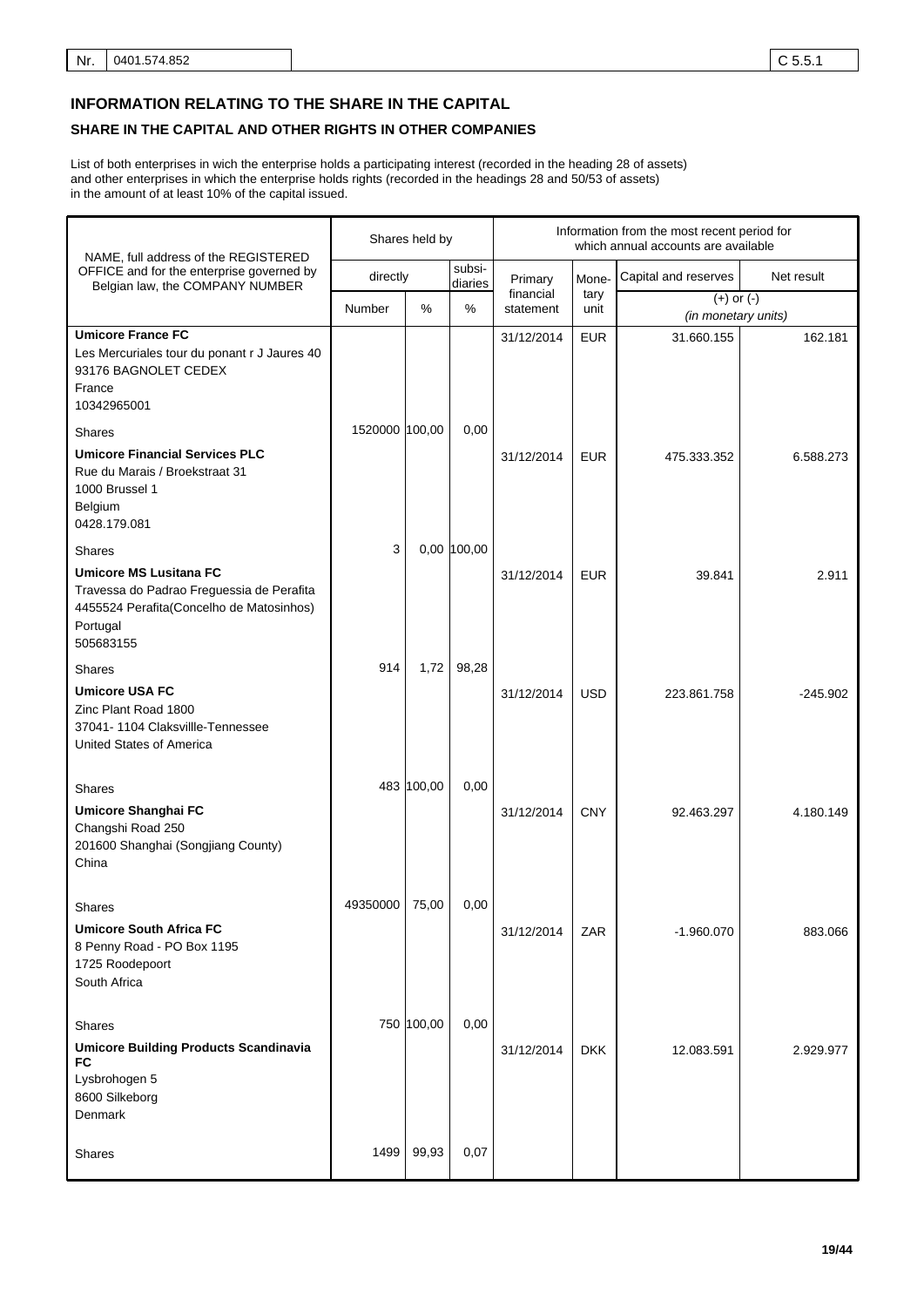| Nr. | 0401.574.852 | C 5.5.1 |
|---|---|---|

## INFORMATION RELATING TO THE SHARE IN THE CAPITAL

### SHARE IN THE CAPITAL AND OTHER RIGHTS IN OTHER COMPANIES

List of both enterprises in wich the enterprise holds a participating interest (recorded in the heading 28 of assets) and other enterprises in which the enterprise holds rights (recorded in the headings 28 and 50/53 of assets) in the amount of at least 10% of the capital issued.

| NAME, full address of the REGISTERED OFFICE and for the enterprise governed by Belgian law, the COMPANY NUMBER | Shares held by | | | Information from the most recent period for which annual accounts are available | | | |
|---|---|---|---|---|---|---|---|
| | directly | | subsi-diaries | Primary financial statement | Mone-tary unit | Capital and reserves | Net result |
| | Number | % | % | | | (+) or (-) (in monetary units) | |
| **Umicore France FC**<br>Les Mercuriales tour du ponant r J Jaures 40<br>93176 BAGNOLET CEDEX<br>France<br>10342965001 | | | | 31/12/2014 | EUR | 31.660.155 | 162.181 |
| Shares | 1520000 | 100,00 | 0,00 | | | | |
| **Umicore Financial Services PLC**<br>Rue du Marais / Broekstraat 31<br>1000 Brussel 1<br>Belgium<br>0428.179.081 | | | | 31/12/2014 | EUR | 475.333.352 | 6.588.273 |
| Shares | 3 | 0,00 | 100,00 | | | | |
| **Umicore MS Lusitana FC**<br>Travessa do Padrao Freguessia de Perafita<br>4455524 Perafita(Concelho de Matosinhos)<br>Portugal<br>505683155 | | | | 31/12/2014 | EUR | 39.841 | 2.911 |
| Shares | 914 | 1,72 | 98,28 | | | | |
| **Umicore USA FC**<br>Zinc Plant Road 1800<br>37041- 1104 Claksvillle-Tennessee<br>United States of America | | | | 31/12/2014 | USD | 223.861.758 | -245.902 |
| Shares | 483 | 100,00 | 0,00 | | | | |
| **Umicore Shanghai FC**<br>Changshi Road 250<br>201600 Shanghai (Songjiang County)<br>China | | | | 31/12/2014 | CNY | 92.463.297 | 4.180.149 |
| Shares | 49350000 | 75,00 | 0,00 | | | | |
| **Umicore South Africa FC**<br>8 Penny Road - PO Box 1195<br>1725 Roodepoort<br>South Africa | | | | 31/12/2014 | ZAR | -1.960.070 | 883.066 |
| Shares | 750 | 100,00 | 0,00 | | | | |
| **Umicore Building Products Scandinavia FC**<br>Lysbrohogen 5<br>8600 Silkeborg<br>Denmark | | | | 31/12/2014 | DKK | 12.083.591 | 2.929.977 |
| Shares | 1499 | 99,93 | 0,07 | | | | |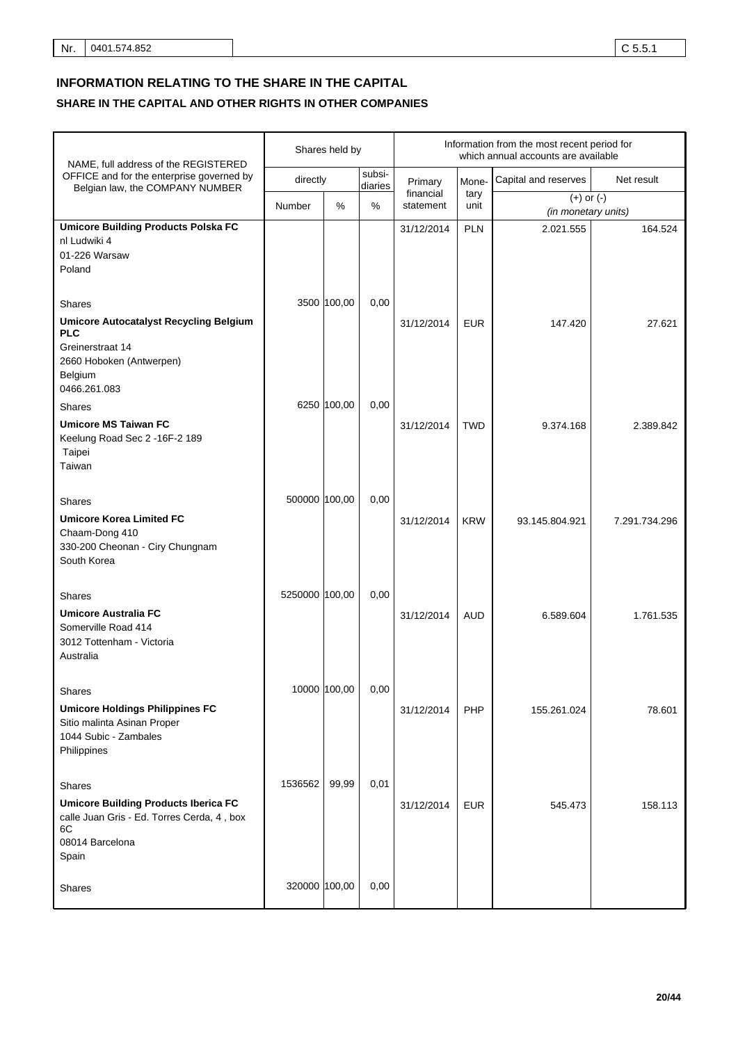| Nr. | 0401.574.852 | C 5.5.1 |
|---|---|---|

# INFORMATION RELATING TO THE SHARE IN THE CAPITAL

## SHARE IN THE CAPITAL AND OTHER RIGHTS IN OTHER COMPANIES

| NAME, full address of the REGISTERED OFFICE and for the enterprise governed by Belgian law, the COMPANY NUMBER | Shares held by | | | Information from the most recent period for which annual accounts are available | | | |
|---|---|---|---|---|---|---|---|
| | directly | | subsi-diaries | Primary financial statement | Mone-tary unit | Capital and reserves | Net result |
| | Number | % | % | | | (+) or (-) *(in monetary units)* | |
| **Umicore Building Products Polska FC**<br>nl Ludwiki 4<br>01-226 Warsaw<br>Poland | | | | 31/12/2014 | PLN | 2.021.555 | 164.524 |
| Shares | 3500 | 100,00 | 0,00 | | | | |
| **Umicore Autocatalyst Recycling Belgium PLC**<br>Greinerstraat 14<br>2660 Hoboken (Antwerpen)<br>Belgium<br>0466.261.083 | | | | 31/12/2014 | EUR | 147.420 | 27.621 |
| Shares | 6250 | 100,00 | 0,00 | | | | |
| **Umicore MS Taiwan FC**<br>Keelung Road Sec 2 -16F-2 189<br>Taipei<br>Taiwan | | | | 31/12/2014 | TWD | 9.374.168 | 2.389.842 |
| Shares | 500000 | 100,00 | 0,00 | | | | |
| **Umicore Korea Limited FC**<br>Chaam-Dong 410<br>330-200 Cheonan - Ciry Chungnam<br>South Korea | | | | 31/12/2014 | KRW | 93.145.804.921 | 7.291.734.296 |
| Shares | 5250000 | 100,00 | 0,00 | | | | |
| **Umicore Australia FC**<br>Somerville Road 414<br>3012 Tottenham - Victoria<br>Australia | | | | 31/12/2014 | AUD | 6.589.604 | 1.761.535 |
| Shares | 10000 | 100,00 | 0,00 | | | | |
| **Umicore Holdings Philippines FC**<br>Sitio malinta Asinan Proper<br>1044 Subic - Zambales<br>Philippines | | | | 31/12/2014 | PHP | 155.261.024 | 78.601 |
| Shares | 1536562 | 99,99 | 0,01 | | | | |
| **Umicore Building Products Iberica FC**<br>calle Juan Gris - Ed. Torres Cerda, 4 , box 6C<br>08014 Barcelona<br>Spain | | | | 31/12/2014 | EUR | 545.473 | 158.113 |
| Shares | 320000 | 100,00 | 0,00 | | | | |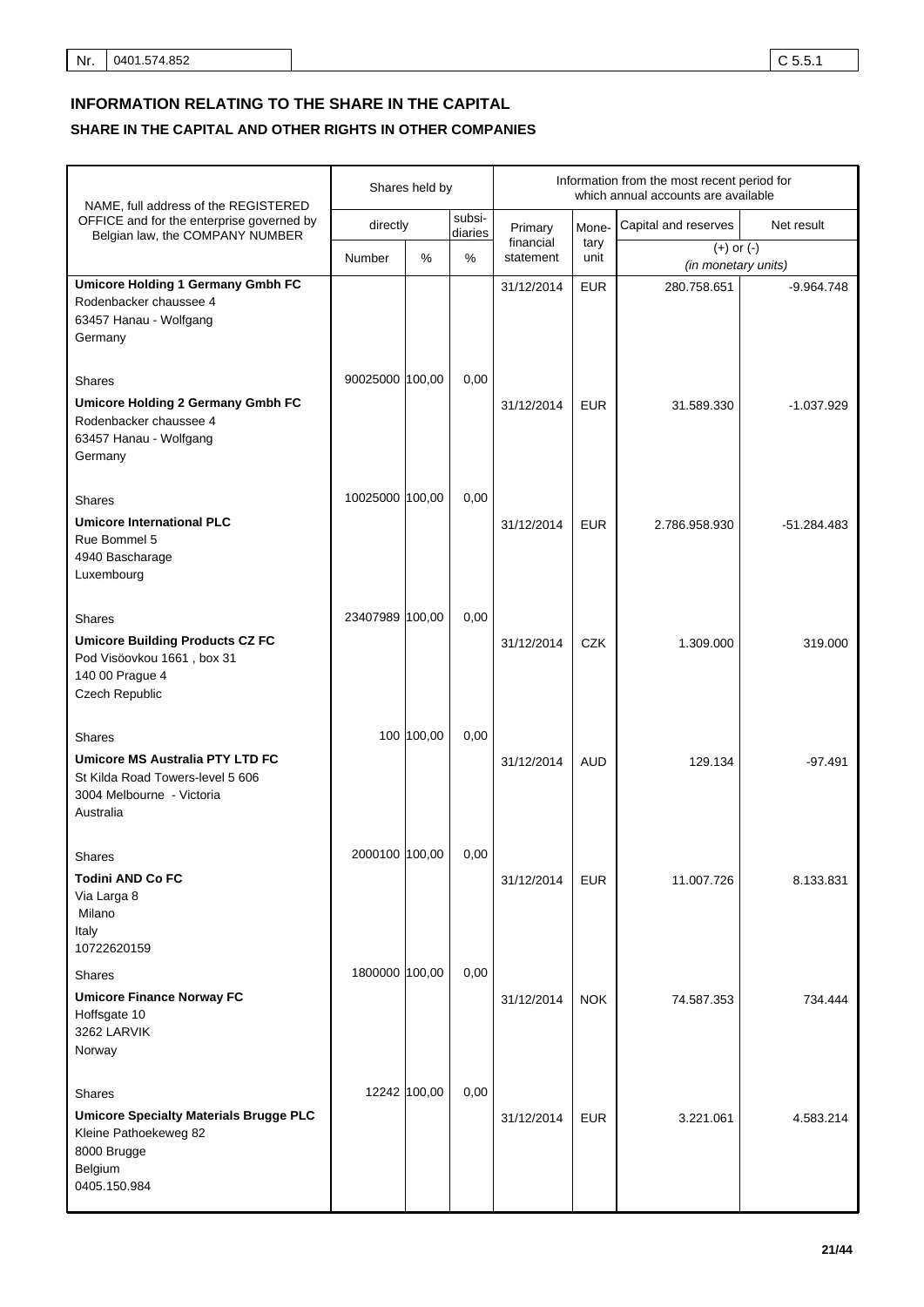## INFORMATION RELATING TO THE SHARE IN THE CAPITAL

### SHARE IN THE CAPITAL AND OTHER RIGHTS IN OTHER COMPANIES

| NAME, full address of the REGISTERED OFFICE and for the enterprise governed by Belgian law, the COMPANY NUMBER | Shares held by | | | Information from the most recent period for which annual accounts are available | | | |
|---|---|---|---|---|---|---|---|
| | directly | | subsidiaries | Primary financial statement | Monetary unit | Capital and reserves | Net result |
| | Number | % | % | | | (+) or (-) *(in monetary units)* | |
| **Umicore Holding 1 Germany Gmbh FC**<br>Rodenbacker chaussee 4<br>63457 Hanau - Wolfgang<br>Germany | | | | 31/12/2014 | EUR | 280.758.651 | -9.964.748 |
| Shares | 90025000 | 100,00 | 0,00 | | | | |
| **Umicore Holding 2 Germany Gmbh FC**<br>Rodenbacker chaussee 4<br>63457 Hanau - Wolfgang<br>Germany | | | | 31/12/2014 | EUR | 31.589.330 | -1.037.929 |
| Shares | 10025000 | 100,00 | 0,00 | | | | |
| **Umicore International PLC**<br>Rue Bommel 5<br>4940 Bascharage<br>Luxembourg | | | | 31/12/2014 | EUR | 2.786.958.930 | -51.284.483 |
| Shares | 23407989 | 100,00 | 0,00 | | | | |
| **Umicore Building Products CZ FC**<br>Pod Visöovkou 1661 , box 31<br>140 00 Prague 4<br>Czech Republic | | | | 31/12/2014 | CZK | 1.309.000 | 319.000 |
| Shares | 100 | 100,00 | 0,00 | | | | |
| **Umicore MS Australia PTY LTD FC**<br>St Kilda Road Towers-level 5 606<br>3004 Melbourne - Victoria<br>Australia | | | | 31/12/2014 | AUD | 129.134 | -97.491 |
| Shares | 2000100 | 100,00 | 0,00 | | | | |
| **Todini AND Co FC**<br>Via Larga 8<br>Milano<br>Italy<br>10722620159 | | | | 31/12/2014 | EUR | 11.007.726 | 8.133.831 |
| Shares | 1800000 | 100,00 | 0,00 | | | | |
| **Umicore Finance Norway FC**<br>Hoffsgate 10<br>3262 LARVIK<br>Norway | | | | 31/12/2014 | NOK | 74.587.353 | 734.444 |
| Shares | 12242 | 100,00 | 0,00 | | | | |
| **Umicore Specialty Materials Brugge PLC**<br>Kleine Pathoekeweg 82<br>8000 Brugge<br>Belgium<br>0405.150.984 | | | | 31/12/2014 | EUR | 3.221.061 | 4.583.214 |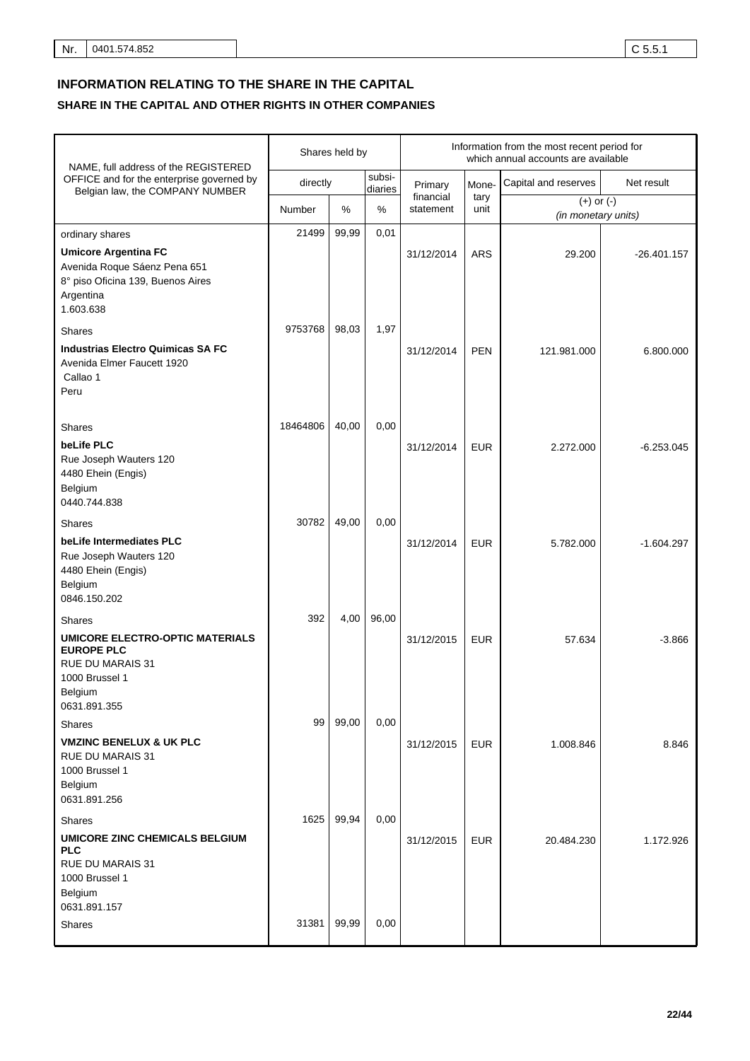# INFORMATION RELATING TO THE SHARE IN THE CAPITAL

## SHARE IN THE CAPITAL AND OTHER RIGHTS IN OTHER COMPANIES

| NAME, full address of the REGISTERED OFFICE and for the enterprise governed by Belgian law, the COMPANY NUMBER | Shares held by | | | Information from the most recent period for which annual accounts are available | | | |
|---|---|---|---|---|---|---|---|
| | directly | | subsi-diaries | Primary financial statement | Mone-tary unit | Capital and reserves | Net result |
| | Number | % | % | | | (+) or (-) *(in monetary units)* | |
| ordinary shares | 21499 | 99,99 | 0,01 | | | | |
| **Umicore Argentina FC**<br>Avenida Roque Sáenz Pena 651<br>8° piso Oficina 139, Buenos Aires<br>Argentina<br>1.603.638 | | | | 31/12/2014 | ARS | 29.200 | -26.401.157 |
| Shares | 9753768 | 98,03 | 1,97 | | | | |
| **Industrias Electro Quimicas SA FC**<br>Avenida Elmer Faucett 1920<br>Callao 1<br>Peru | | | | 31/12/2014 | PEN | 121.981.000 | 6.800.000 |
| Shares | 18464806 | 40,00 | 0,00 | | | | |
| **beLife PLC**<br>Rue Joseph Wauters 120<br>4480 Ehein (Engis)<br>Belgium<br>0440.744.838 | | | | 31/12/2014 | EUR | 2.272.000 | -6.253.045 |
| Shares | 30782 | 49,00 | 0,00 | | | | |
| **beLife Intermediates PLC**<br>Rue Joseph Wauters 120<br>4480 Ehein (Engis)<br>Belgium<br>0846.150.202 | | | | 31/12/2014 | EUR | 5.782.000 | -1.604.297 |
| Shares | 392 | 4,00 | 96,00 | | | | |
| **UMICORE ELECTRO-OPTIC MATERIALS EUROPE PLC**<br>RUE DU MARAIS 31<br>1000 Brussel 1<br>Belgium<br>0631.891.355 | | | | 31/12/2015 | EUR | 57.634 | -3.866 |
| Shares | 99 | 99,00 | 0,00 | | | | |
| **VMZINC BENELUX & UK PLC**<br>RUE DU MARAIS 31<br>1000 Brussel 1<br>Belgium<br>0631.891.256 | | | | 31/12/2015 | EUR | 1.008.846 | 8.846 |
| Shares | 1625 | 99,94 | 0,00 | | | | |
| **UMICORE ZINC CHEMICALS BELGIUM PLC**<br>RUE DU MARAIS 31<br>1000 Brussel 1<br>Belgium<br>0631.891.157 | | | | 31/12/2015 | EUR | 20.484.230 | 1.172.926 |
| Shares | 31381 | 99,99 | 0,00 | | | | |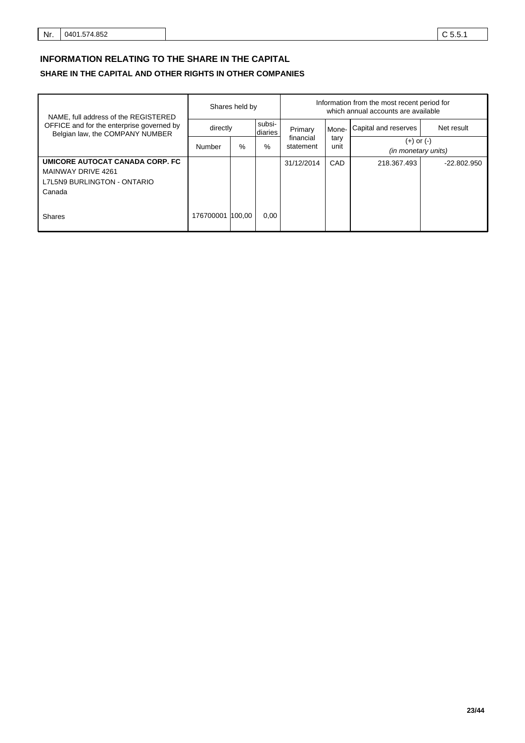Nr. 0401.574.852 C 5.5.1

## INFORMATION RELATING TO THE SHARE IN THE CAPITAL

### SHARE IN THE CAPITAL AND OTHER RIGHTS IN OTHER COMPANIES

| NAME, full address of the REGISTERED OFFICE and for the enterprise governed by Belgian law, the COMPANY NUMBER | Shares held by | | | Information from the most recent period for which annual accounts are available | | | |
|---|---|---|---|---|---|---|---|
| | directly | | subsidiaries | Primary financial statement | Monetary unit | Capital and reserves | Net result |
| | Number | % | % | | | (+) or (-) *(in monetary units)* | |
| **UMICORE AUTOCAT CANADA CORP. FC**<br>MAINWAY DRIVE 4261<br>L7L5N9 BURLINGTON - ONTARIO<br>Canada | | | | 31/12/2014 | CAD | 218.367.493 | -22.802.950 |
| Shares | 176700001 | 100,00 | 0,00 | | | | |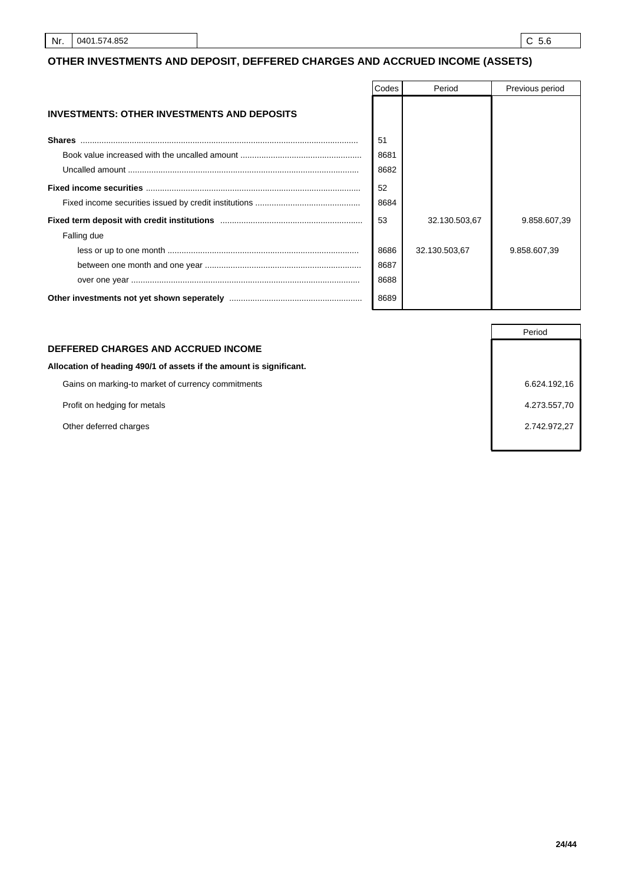| Nr. | 0401.574.852 | C 5.6 |
|---|---|---|

## OTHER INVESTMENTS AND DEPOSIT, DEFFERED CHARGES AND ACCRUED INCOME (ASSETS)

| | Codes | Period | Previous period |
|---|---|---|---|
| **INVESTMENTS: OTHER INVESTMENTS AND DEPOSITS** | | | |
| **Shares** | 51 | | |
| Book value increased with the uncalled amount | 8681 | | |
| Uncalled amount | 8682 | | |
| **Fixed income securities** | 52 | | |
| Fixed income securities issued by credit institutions | 8684 | | |
| **Fixed term deposit with credit institutions** | 53 | 32.130.503,67 | 9.858.607,39 |
| Falling due | | | |
| less or up to one month | 8686 | 32.130.503,67 | 9.858.607,39 |
| between one month and one year | 8687 | | |
| over one year | 8688 | | |
| **Other investments not yet shown seperately** | 8689 | | |

| | Period |
|---|---|
| **DEFFERED CHARGES AND ACCRUED INCOME** | |
| **Allocation of heading 490/1 of assets if the amount is significant.** | |
| Gains on marking-to market of currency commitments | 6.624.192,16 |
| Profit on hedging for metals | 4.273.557,70 |
| Other deferred charges | 2.742.972,27 |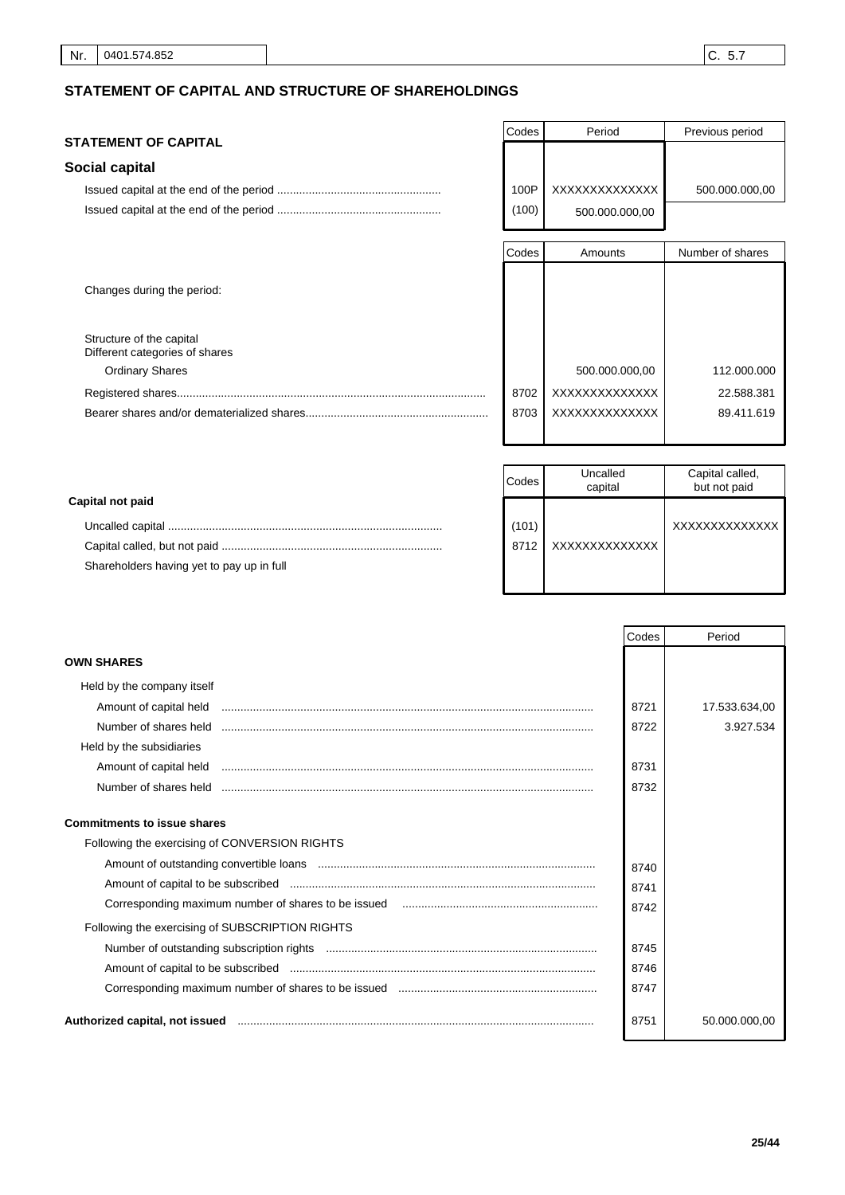| Nr. | 0401.574.852 | C. 5.7 |
|---|---|---|

## STATEMENT OF CAPITAL AND STRUCTURE OF SHAREHOLDINGS

| STATEMENT OF CAPITAL | Codes | Period | Previous period |
|---|---|---|---|
| **Social capital** | | | |
| Issued capital at the end of the period | 100P | XXXXXXXXXXXXX | 500.000.000,00 |
| Issued capital at the end of the period | (100) | 500.000.000,00 | |

| | Codes | Amounts | Number of shares |
|---|---|---|---|
| Changes during the period: | | | |
| Structure of the capital | | | |
| Different categories of shares | | | |
| Ordinary Shares | | 500.000.000,00 | 112.000.000 |
| Registered shares | 8702 | XXXXXXXXXXXXX | 22.588.381 |
| Bearer shares and/or dematerialized shares | 8703 | XXXXXXXXXXXXX | 89.411.619 |

| | Codes | Uncalled capital | Capital called, but not paid |
|---|---|---|---|
| **Capital not paid** | | | |
| Uncalled capital | (101) | | XXXXXXXXXXXXX |
| Capital called, but not paid | 8712 | XXXXXXXXXXXXX | |
| Shareholders having yet to pay up in full | | | |

| | Codes | Period |
|---|---|---|
| **OWN SHARES** | | |
| Held by the company itself | | |
| Amount of capital held | 8721 | 17.533.634,00 |
| Number of shares held | 8722 | 3.927.534 |
| Held by the subsidiaries | | |
| Amount of capital held | 8731 | |
| Number of shares held | 8732 | |
| **Commitments to issue shares** | | |
| Following the exercising of CONVERSION RIGHTS | | |
| Amount of outstanding convertible loans | 8740 | |
| Amount of capital to be subscribed | 8741 | |
| Corresponding maximum number of shares to be issued | 8742 | |
| Following the exercising of SUBSCRIPTION RIGHTS | | |
| Number of outstanding subscription rights | 8745 | |
| Amount of capital to be subscribed | 8746 | |
| Corresponding maximum number of shares to be issued | 8747 | |
| **Authorized capital, not issued** | 8751 | 50.000.000,00 |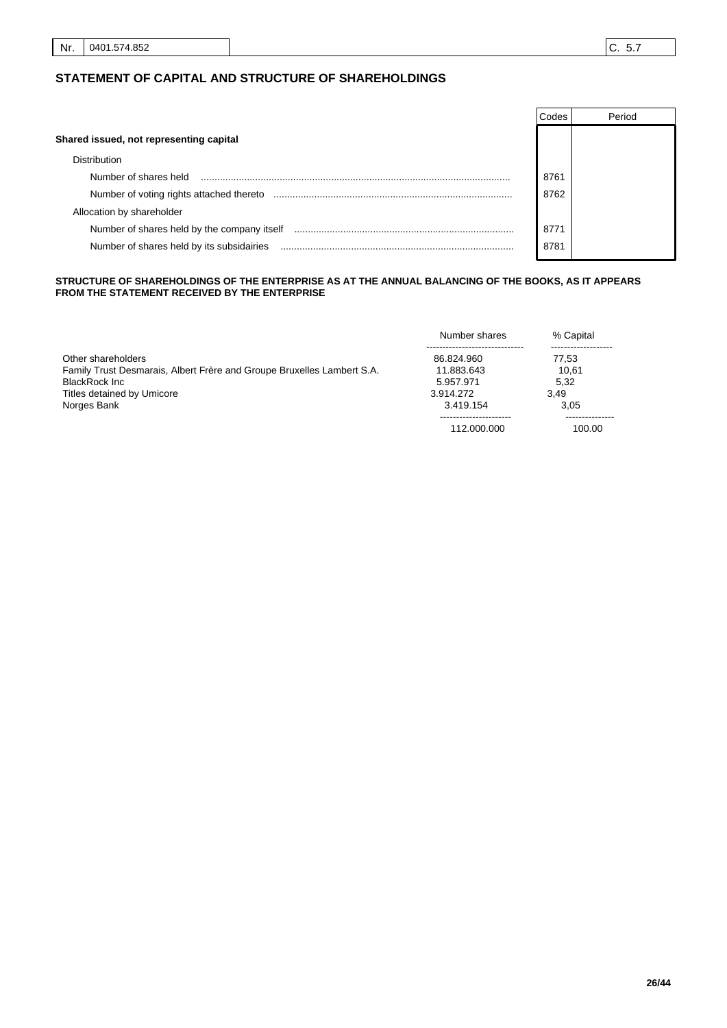Nr. 0401.574.852 | C. 5.7

## STATEMENT OF CAPITAL AND STRUCTURE OF SHAREHOLDINGS

| | Codes | Period |
|---|---|---|
| **Shared issued, not representing capital** | | |
| Distribution | | |
| Number of shares held | 8761 | |
| Number of voting rights attached thereto | 8762 | |
| Allocation by shareholder | | |
| Number of shares held by the company itself | 8771 | |
| Number of shares held by its subsidairies | 8781 | |

**STRUCTURE OF SHAREHOLDINGS OF THE ENTERPRISE AS AT THE ANNUAL BALANCING OF THE BOOKS, AS IT APPEARS FROM THE STATEMENT RECEIVED BY THE ENTERPRISE**

| | Number shares | % Capital |
|---|---|---|
| Other shareholders | 86.824.960 | 77,53 |
| Family Trust Desmarais, Albert Frère and Groupe Bruxelles Lambert S.A. | 11.883.643 | 10,61 |
| BlackRock Inc | 5.957.971 | 5,32 |
| Titles detained by Umicore | 3.914.272 | 3,49 |
| Norges Bank | 3.419.154 | 3,05 |
| | 112.000.000 | 100.00 |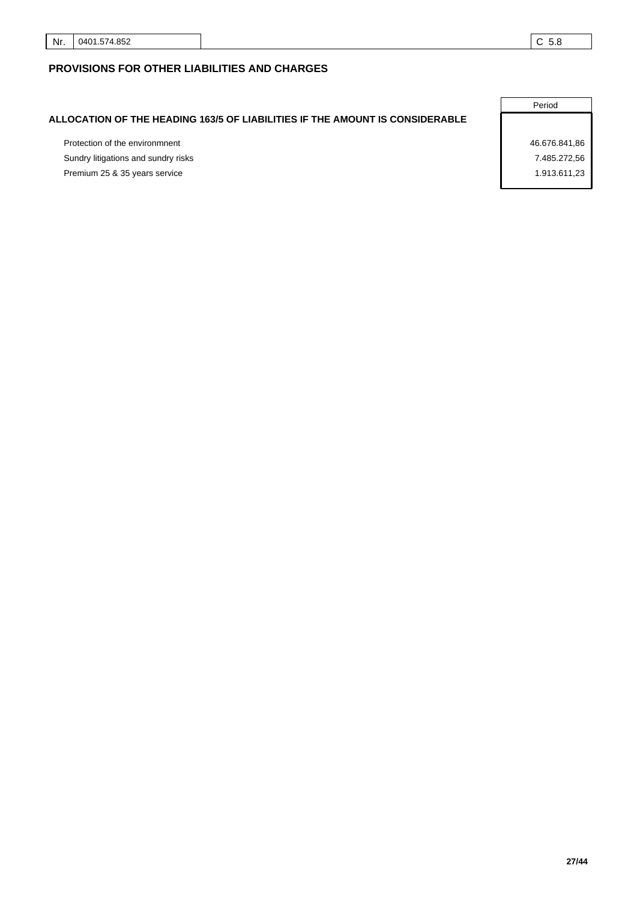## PROVISIONS FOR OTHER LIABILITIES AND CHARGES

| ALLOCATION OF THE HEADING 163/5 OF LIABILITIES IF THE AMOUNT IS CONSIDERABLE | Period |
|---|---|
| Protection of the environmnent | 46.676.841,86 |
| Sundry litigations and sundry risks | 7.485.272,56 |
| Premium 25 & 35 years service | 1.913.611,23 |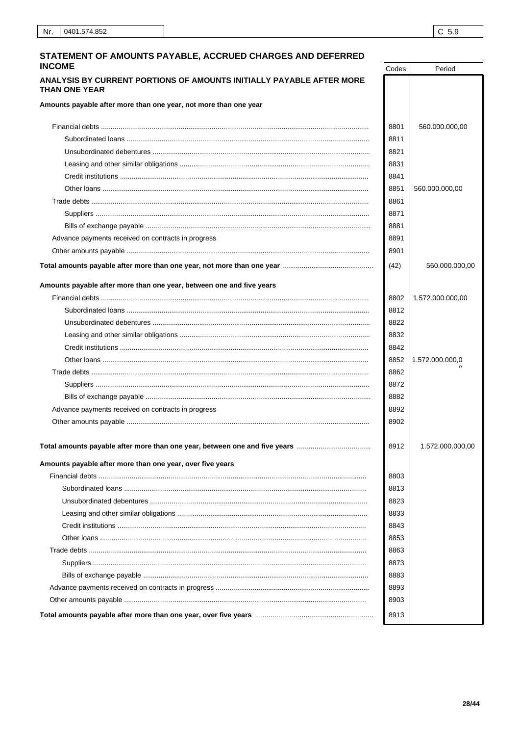| Nr. | 0401.574.852 | C 5.9 |
|---|---|---|

## STATEMENT OF AMOUNTS PAYABLE, ACCRUED CHARGES AND DEFERRED INCOME

| | Codes | Period |
|---|---|---|
| **ANALYSIS BY CURRENT PORTIONS OF AMOUNTS INITIALLY PAYABLE AFTER MORE THAN ONE YEAR** | | |
| **Amounts payable after more than one year, not more than one year** | | |
| Financial debts | 8801 | 560.000.000,00 |
| Subordinated loans | 8811 | |
| Unsubordinated debentures | 8821 | |
| Leasing and other similar obligations | 8831 | |
| Credit institutions | 8841 | |
| Other loans | 8851 | 560.000.000,00 |
| Trade debts | 8861 | |
| Suppliers | 8871 | |
| Bills of exchange payable | 8881 | |
| Advance payments received on contracts in progress | 8891 | |
| Other amounts payable | 8901 | |
| **Total amounts payable after more than one year, not more than one year** | (42) | 560.000.000,00 |
| **Amounts payable after more than one year, between one and five years** | | |
| Financial debts | 8802 | 1.572.000.000,00 |
| Subordinated loans | 8812 | |
| Unsubordinated debentures | 8822 | |
| Leasing and other similar obligations | 8832 | |
| Credit institutions | 8842 | |
| Other loans | 8852 | 1.572.000.000,00 |
| Trade debts | 8862 | |
| Suppliers | 8872 | |
| Bills of exchange payable | 8882 | |
| Advance payments received on contracts in progress | 8892 | |
| Other amounts payable | 8902 | |
| **Total amounts payable after more than one year, between one and five years** | 8912 | 1.572.000.000,00 |
| **Amounts payable after more than one year, over five years** | | |
| Financial debts | 8803 | |
| Subordinated loans | 8813 | |
| Unsubordinated debentures | 8823 | |
| Leasing and other similar obligations | 8833 | |
| Credit institutions | 8843 | |
| Other loans | 8853 | |
| Trade debts | 8863 | |
| Suppliers | 8873 | |
| Bills of exchange payable | 8883 | |
| Advance payments received on contracts in progress | 8893 | |
| Other amounts payable | 8903 | |
| **Total amounts payable after more than one year, over five years** | 8913 | |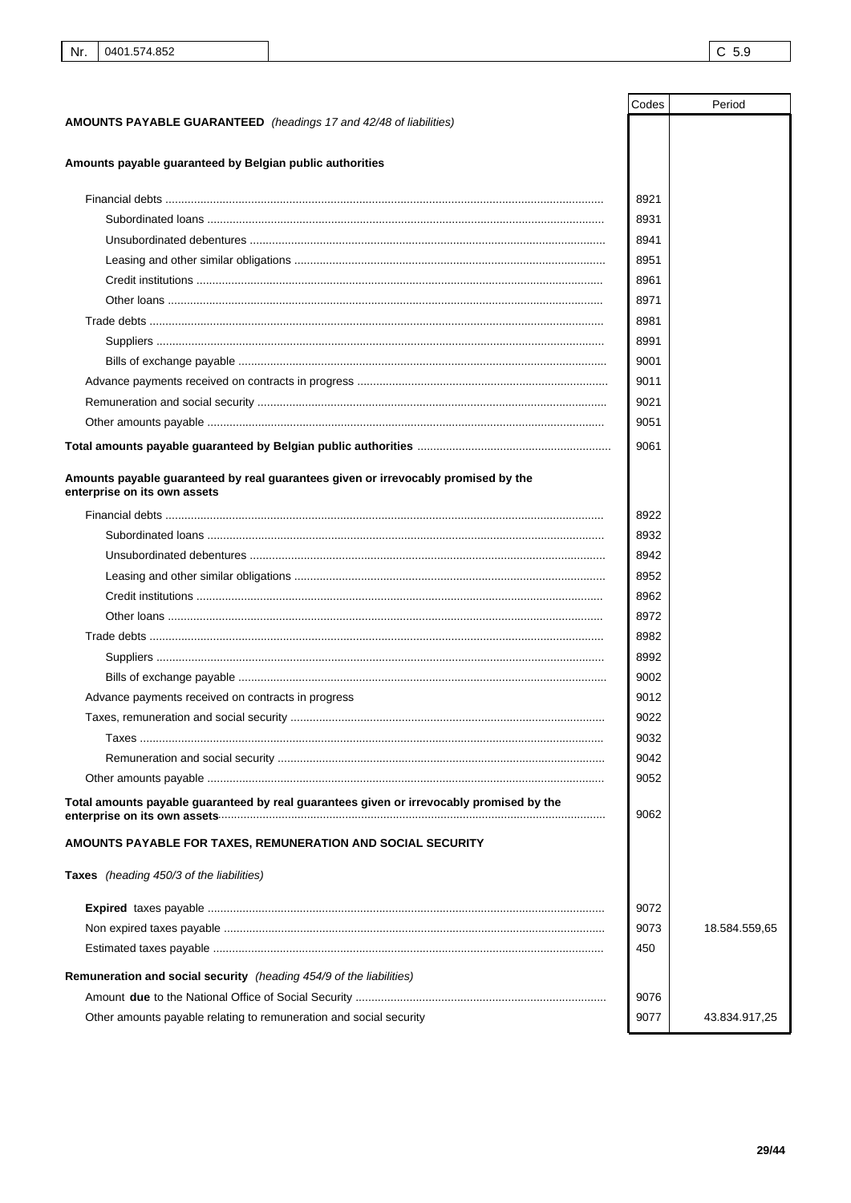| Nr. | 0401.574.852 | C 5.9 |
|---|---|---|

| | Codes | Period |
|---|---|---|
| **AMOUNTS PAYABLE GUARANTEED** *(headings 17 and 42/48 of liabilities)* | | |
| **Amounts payable guaranteed by Belgian public authorities** | | |
| Financial debts | 8921 | |
| Subordinated loans | 8931 | |
| Unsubordinated debentures | 8941 | |
| Leasing and other similar obligations | 8951 | |
| Credit institutions | 8961 | |
| Other loans | 8971 | |
| Trade debts | 8981 | |
| Suppliers | 8991 | |
| Bills of exchange payable | 9001 | |
| Advance payments received on contracts in progress | 9011 | |
| Remuneration and social security | 9021 | |
| Other amounts payable | 9051 | |
| **Total amounts payable guaranteed by Belgian public authorities** | 9061 | |
| **Amounts payable guaranteed by real guarantees given or irrevocably promised by the enterprise on its own assets** | | |
| Financial debts | 8922 | |
| Subordinated loans | 8932 | |
| Unsubordinated debentures | 8942 | |
| Leasing and other similar obligations | 8952 | |
| Credit institutions | 8962 | |
| Other loans | 8972 | |
| Trade debts | 8982 | |
| Suppliers | 8992 | |
| Bills of exchange payable | 9002 | |
| Advance payments received on contracts in progress | 9012 | |
| Taxes, remuneration and social security | 9022 | |
| Taxes | 9032 | |
| Remuneration and social security | 9042 | |
| Other amounts payable | 9052 | |
| **Total amounts payable guaranteed by real guarantees given or irrevocably promised by the enterprise on its own assets** | 9062 | |
| **AMOUNTS PAYABLE FOR TAXES, REMUNERATION AND SOCIAL SECURITY** | | |
| **Taxes** *(heading 450/3 of the liabilities)* | | |
| **Expired** taxes payable | 9072 | |
| Non expired taxes payable | 9073 | 18.584.559,65 |
| Estimated taxes payable | 450 | |
| **Remuneration and social security** *(heading 454/9 of the liabilities)* | | |
| Amount **due** to the National Office of Social Security | 9076 | |
| Other amounts payable relating to remuneration and social security | 9077 | 43.834.917,25 |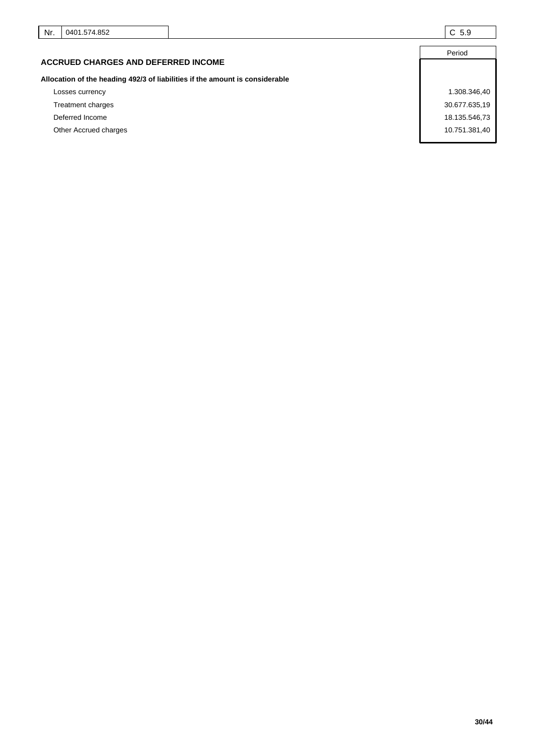| Nr. | 0401.574.852 | | C 5.9 |
|---|---|---|---|

## ACCRUED CHARGES AND DEFERRED INCOME

| | Period |
|---|---|
| **Allocation of the heading 492/3 of liabilities if the amount is considerable** | |
| Losses currency | 1.308.346,40 |
| Treatment charges | 30.677.635,19 |
| Deferred Income | 18.135.546,73 |
| Other Accrued charges | 10.751.381,40 |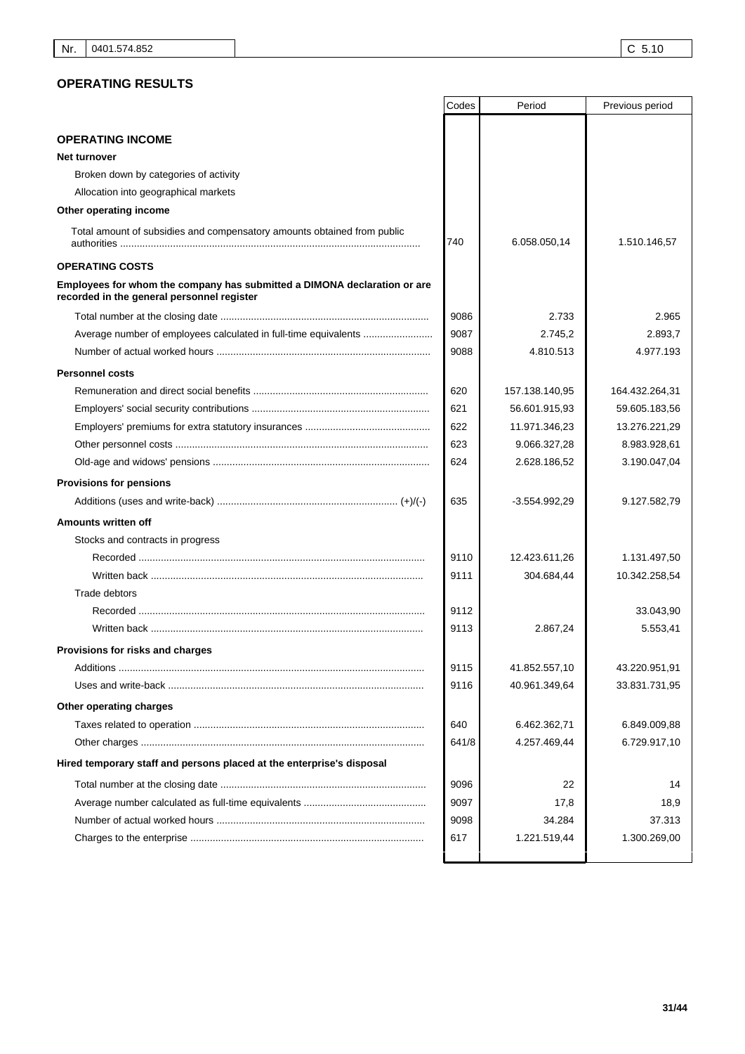| Nr. | 0401.574.852 | C 5.10 |
|---|---|---|

## OPERATING RESULTS

| | Codes | Period | Previous period |
|---|---|---|---|
| **OPERATING INCOME** | | | |
| **Net turnover** | | | |
| Broken down by categories of activity | | | |
| Allocation into geographical markets | | | |
| **Other operating income** | | | |
| Total amount of subsidies and compensatory amounts obtained from public authorities | 740 | 6.058.050,14 | 1.510.146,57 |
| **OPERATING COSTS** | | | |
| **Employees for whom the company has submitted a DIMONA declaration or are recorded in the general personnel register** | | | |
| Total number at the closing date | 9086 | 2.733 | 2.965 |
| Average number of employees calculated in full-time equivalents | 9087 | 2.745,2 | 2.893,7 |
| Number of actual worked hours | 9088 | 4.810.513 | 4.977.193 |
| **Personnel costs** | | | |
| Remuneration and direct social benefits | 620 | 157.138.140,95 | 164.432.264,31 |
| Employers' social security contributions | 621 | 56.601.915,93 | 59.605.183,56 |
| Employers' premiums for extra statutory insurances | 622 | 11.971.346,23 | 13.276.221,29 |
| Other personnel costs | 623 | 9.066.327,28 | 8.983.928,61 |
| Old-age and widows' pensions | 624 | 2.628.186,52 | 3.190.047,04 |
| **Provisions for pensions** | | | |
| Additions (uses and write-back) (+)/(-) | 635 | -3.554.992,29 | 9.127.582,79 |
| **Amounts written off** | | | |
| Stocks and contracts in progress | | | |
| Recorded | 9110 | 12.423.611,26 | 1.131.497,50 |
| Written back | 9111 | 304.684,44 | 10.342.258,54 |
| Trade debtors | | | |
| Recorded | 9112 | | 33.043,90 |
| Written back | 9113 | 2.867,24 | 5.553,41 |
| **Provisions for risks and charges** | | | |
| Additions | 9115 | 41.852.557,10 | 43.220.951,91 |
| Uses and write-back | 9116 | 40.961.349,64 | 33.831.731,95 |
| **Other operating charges** | | | |
| Taxes related to operation | 640 | 6.462.362,71 | 6.849.009,88 |
| Other charges | 641/8 | 4.257.469,44 | 6.729.917,10 |
| **Hired temporary staff and persons placed at the enterprise's disposal** | | | |
| Total number at the closing date | 9096 | 22 | 14 |
| Average number calculated as full-time equivalents | 9097 | 17,8 | 18,9 |
| Number of actual worked hours | 9098 | 34.284 | 37.313 |
| Charges to the enterprise | 617 | 1.221.519,44 | 1.300.269,00 |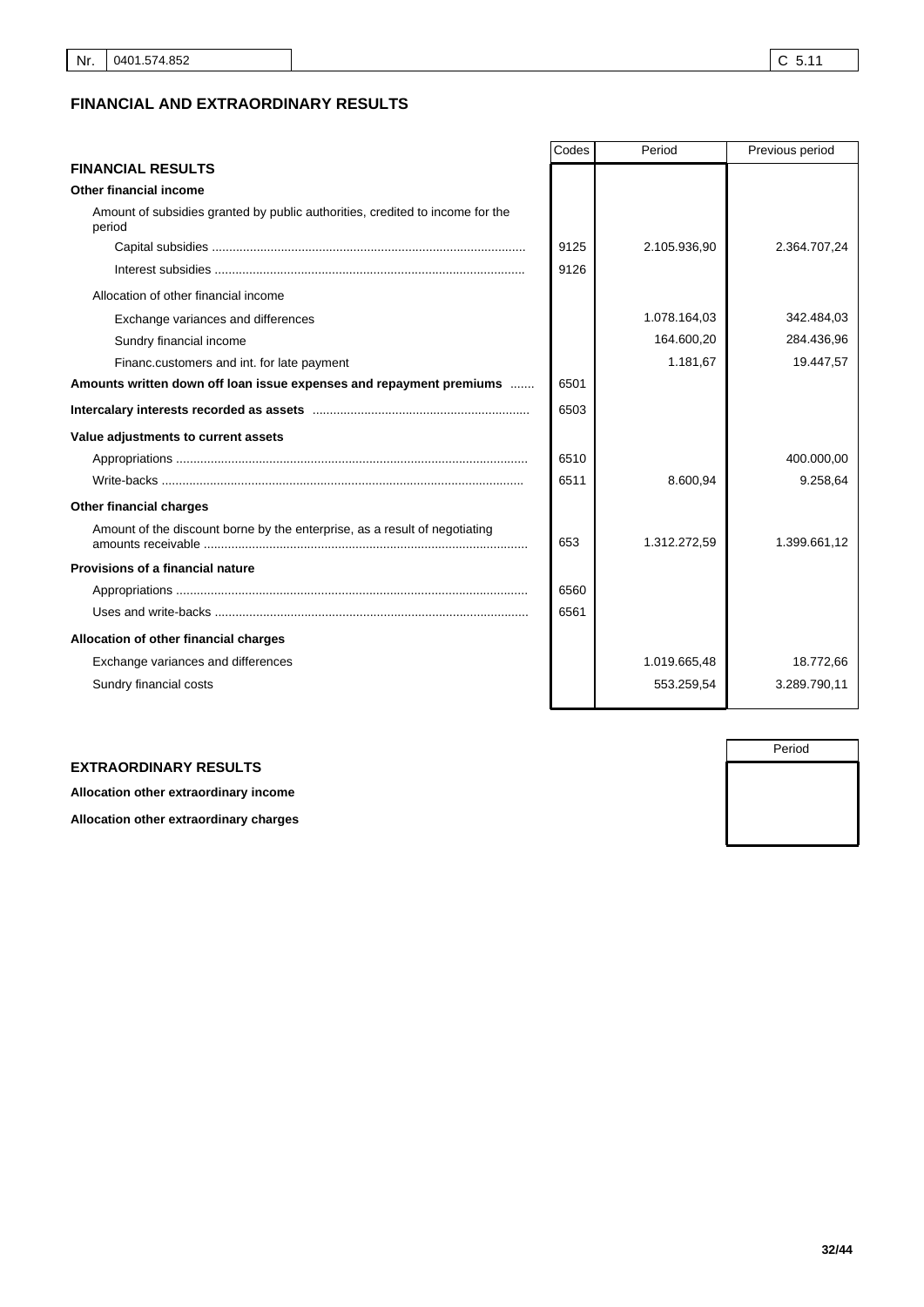| Nr. | 0401.574.852 | C 5.11 |
|---|---|---|

## FINANCIAL AND EXTRAORDINARY RESULTS

| | Codes | Period | Previous period |
|---|---|---|---|
| **FINANCIAL RESULTS** | | | |
| **Other financial income** | | | |
| Amount of subsidies granted by public authorities, credited to income for the period | | | |
| Capital subsidies | 9125 | 2.105.936,90 | 2.364.707,24 |
| Interest subsidies | 9126 | | |
| Allocation of other financial income | | | |
| Exchange variances and differences | | 1.078.164,03 | 342.484,03 |
| Sundry financial income | | 164.600,20 | 284.436,96 |
| Financ.customers and int. for late payment | | 1.181,67 | 19.447,57 |
| **Amounts written down off loan issue expenses and repayment premiums** | 6501 | | |
| **Intercalary interests recorded as assets** | 6503 | | |
| **Value adjustments to current assets** | | | |
| Appropriations | 6510 | | 400.000,00 |
| Write-backs | 6511 | 8.600,94 | 9.258,64 |
| **Other financial charges** | | | |
| Amount of the discount borne by the enterprise, as a result of negotiating amounts receivable | 653 | 1.312.272,59 | 1.399.661,12 |
| **Provisions of a financial nature** | | | |
| Appropriations | 6560 | | |
| Uses and write-backs | 6561 | | |
| **Allocation of other financial charges** | | | |
| Exchange variances and differences | | 1.019.665,48 | 18.772,66 |
| Sundry financial costs | | 553.259,54 | 3.289.790,11 |

| | Period |
|---|---|
| **EXTRAORDINARY RESULTS** | |
| **Allocation other extraordinary income** | |
| **Allocation other extraordinary charges** | |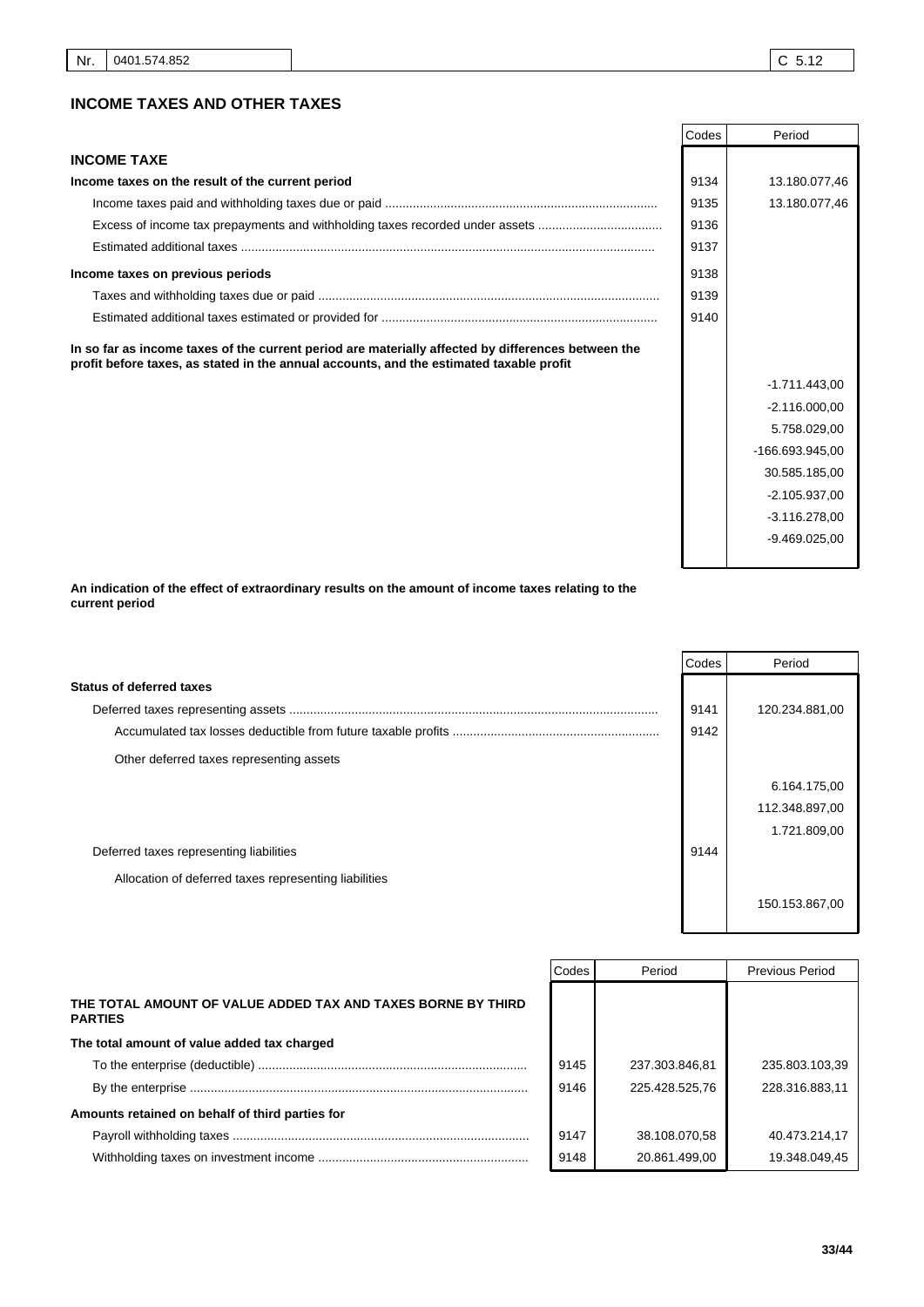| Nr. | 0401.574.852 | C 5.12 |
|---|---|---|

## INCOME TAXES AND OTHER TAXES

| | Codes | Period |
|---|---|---|
| **INCOME TAXE** | | |
| **Income taxes on the result of the current period** | 9134 | 13.180.077,46 |
| Income taxes paid and withholding taxes due or paid | 9135 | 13.180.077,46 |
| Excess of income tax prepayments and withholding taxes recorded under assets | 9136 | |
| Estimated additional taxes | 9137 | |
| **Income taxes on previous periods** | 9138 | |
| Taxes and withholding taxes due or paid | 9139 | |
| Estimated additional taxes estimated or provided for | 9140 | |
| **In so far as income taxes of the current period are materially affected by differences between the profit before taxes, as stated in the annual accounts, and the estimated taxable profit** | | |
| | | -1.711.443,00 |
| | | -2.116.000,00 |
| | | 5.758.029,00 |
| | | -166.693.945,00 |
| | | 30.585.185,00 |
| | | -2.105.937,00 |
| | | -3.116.278,00 |
| | | -9.469.025,00 |

**An indication of the effect of extraordinary results on the amount of income taxes relating to the current period**

| | Codes | Period |
|---|---|---|
| **Status of deferred taxes** | | |
| Deferred taxes representing assets | 9141 | 120.234.881,00 |
| Accumulated tax losses deductible from future taxable profits | 9142 | |
| Other deferred taxes representing assets | | |
| | | 6.164.175,00 |
| | | 112.348.897,00 |
| | | 1.721.809,00 |
| Deferred taxes representing liabilities | 9144 | |
| Allocation of deferred taxes representing liabilities | | |
| | | 150.153.867,00 |

| | Codes | Period | Previous Period |
|---|---|---|---|
| **THE TOTAL AMOUNT OF VALUE ADDED TAX AND TAXES BORNE BY THIRD PARTIES** | | | |
| **The total amount of value added tax charged** | | | |
| To the enterprise (deductible) | 9145 | 237.303.846,81 | 235.803.103,39 |
| By the enterprise | 9146 | 225.428.525,76 | 228.316.883,11 |
| **Amounts retained on behalf of third parties for** | | | |
| Payroll withholding taxes | 9147 | 38.108.070,58 | 40.473.214,17 |
| Withholding taxes on investment income | 9148 | 20.861.499,00 | 19.348.049,45 |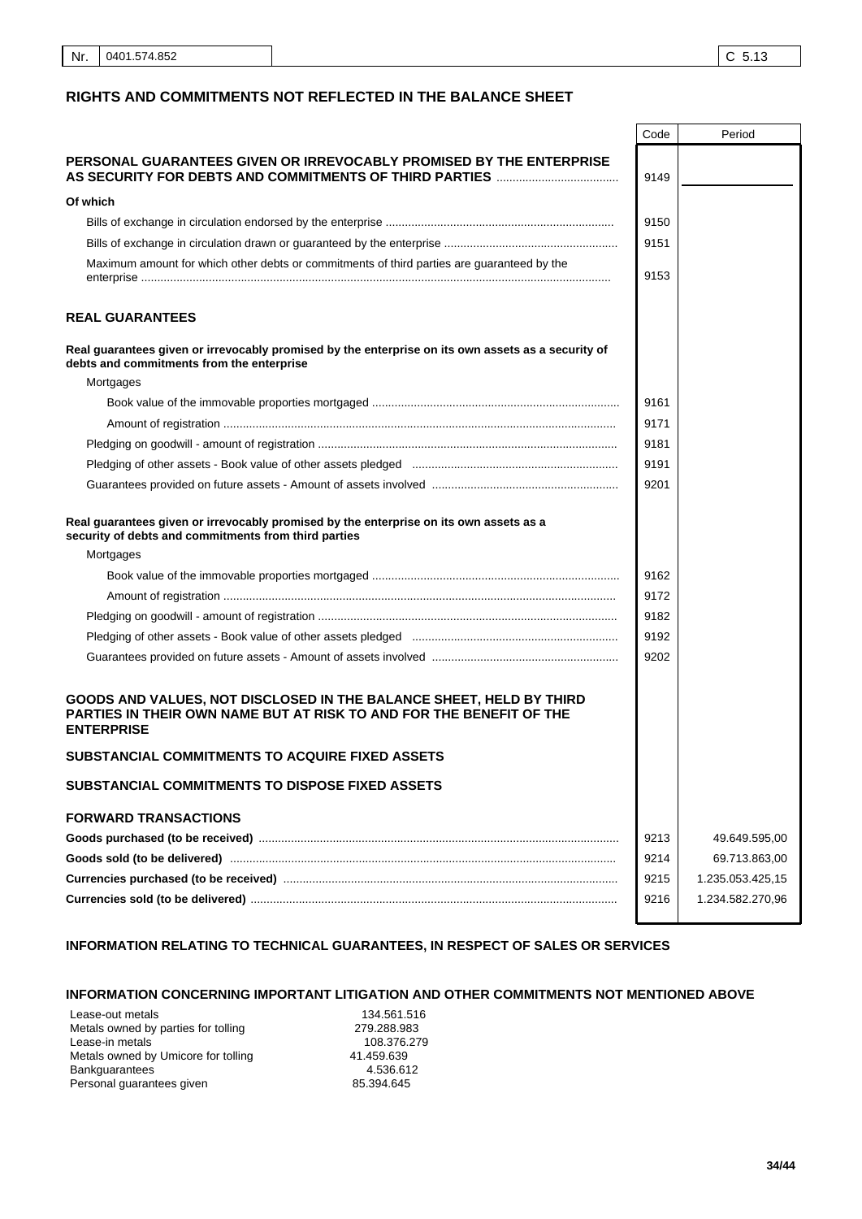| Nr. | 0401.574.852 | C 5.13 |
|---|---|---|

## RIGHTS AND COMMITMENTS NOT REFLECTED IN THE BALANCE SHEET

| | Code | Period |
|---|---|---|
| **PERSONAL GUARANTEES GIVEN OR IRREVOCABLY PROMISED BY THE ENTERPRISE AS SECURITY FOR DEBTS AND COMMITMENTS OF THIRD PARTIES** | 9149 | |
| **Of which** | | |
| Bills of exchange in circulation endorsed by the enterprise | 9150 | |
| Bills of exchange in circulation drawn or guaranteed by the enterprise | 9151 | |
| Maximum amount for which other debts or commitments of third parties are guaranteed by the enterprise | 9153 | |
| **REAL GUARANTEES** | | |
| **Real guarantees given or irrevocably promised by the enterprise on its own assets as a security of debts and commitments from the enterprise** | | |
| Mortgages | | |
| Book value of the immovable proporties mortgaged | 9161 | |
| Amount of registration | 9171 | |
| Pledging on goodwill - amount of registration | 9181 | |
| Pledging of other assets - Book value of other assets pledged | 9191 | |
| Guarantees provided on future assets - Amount of assets involved | 9201 | |
| **Real guarantees given or irrevocably promised by the enterprise on its own assets as a security of debts and commitments from third parties** | | |
| Mortgages | | |
| Book value of the immovable proporties mortgaged | 9162 | |
| Amount of registration | 9172 | |
| Pledging on goodwill - amount of registration | 9182 | |
| Pledging of other assets - Book value of other assets pledged | 9192 | |
| Guarantees provided on future assets - Amount of assets involved | 9202 | |
| **GOODS AND VALUES, NOT DISCLOSED IN THE BALANCE SHEET, HELD BY THIRD PARTIES IN THEIR OWN NAME BUT AT RISK TO AND FOR THE BENEFIT OF THE ENTERPRISE** | | |
| **SUBSTANCIAL COMMITMENTS TO ACQUIRE FIXED ASSETS** | | |
| **SUBSTANCIAL COMMITMENTS TO DISPOSE FIXED ASSETS** | | |
| **FORWARD TRANSACTIONS** | | |
| **Goods purchased (to be received)** | 9213 | 49.649.595,00 |
| **Goods sold (to be delivered)** | 9214 | 69.713.863,00 |
| **Currencies purchased (to be received)** | 9215 | 1.235.053.425,15 |
| **Currencies sold (to be delivered)** | 9216 | 1.234.582.270,96 |

### INFORMATION RELATING TO TECHNICAL GUARANTEES, IN RESPECT OF SALES OR SERVICES

### INFORMATION CONCERNING IMPORTANT LITIGATION AND OTHER COMMITMENTS NOT MENTIONED ABOVE

| | |
|---|---|
| Lease-out metals | 134.561.516 |
| Metals owned by parties for tolling | 279.288.983 |
| Lease-in metals | 108.376.279 |
| Metals owned by Umicore for tolling | 41.459.639 |
| Bankguarantees | 4.536.612 |
| Personal guarantees given | 85.394.645 |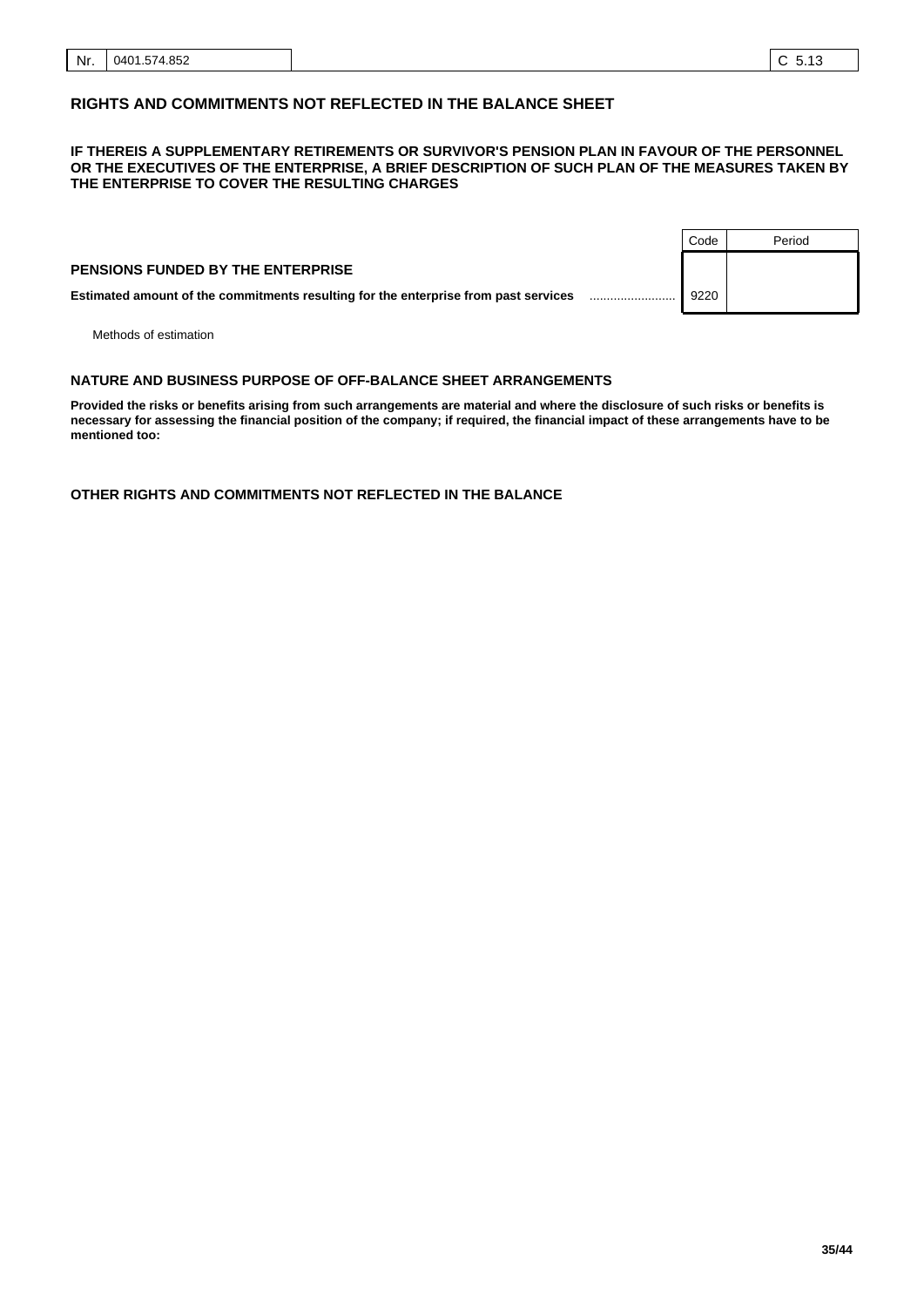Nr. 0401.574.852 | C 5.13

## RIGHTS AND COMMITMENTS NOT REFLECTED IN THE BALANCE SHEET

**IF THEREIS A SUPPLEMENTARY RETIREMENTS OR SURVIVOR'S PENSION PLAN IN FAVOUR OF THE PERSONNEL OR THE EXECUTIVES OF THE ENTERPRISE, A BRIEF DESCRIPTION OF SUCH PLAN OF THE MEASURES TAKEN BY THE ENTERPRISE TO COVER THE RESULTING CHARGES**

| | Code | Period |
|---|---|---|
| **PENSIONS FUNDED BY THE ENTERPRISE** | | |
| **Estimated amount of the commitments resulting for the enterprise from past services** | 9220 | |

Methods of estimation

**NATURE AND BUSINESS PURPOSE OF OFF-BALANCE SHEET ARRANGEMENTS**

**Provided the risks or benefits arising from such arrangements are material and where the disclosure of such risks or benefits is necessary for assessing the financial position of the company; if required, the financial impact of these arrangements have to be mentioned too:**

**OTHER RIGHTS AND COMMITMENTS NOT REFLECTED IN THE BALANCE**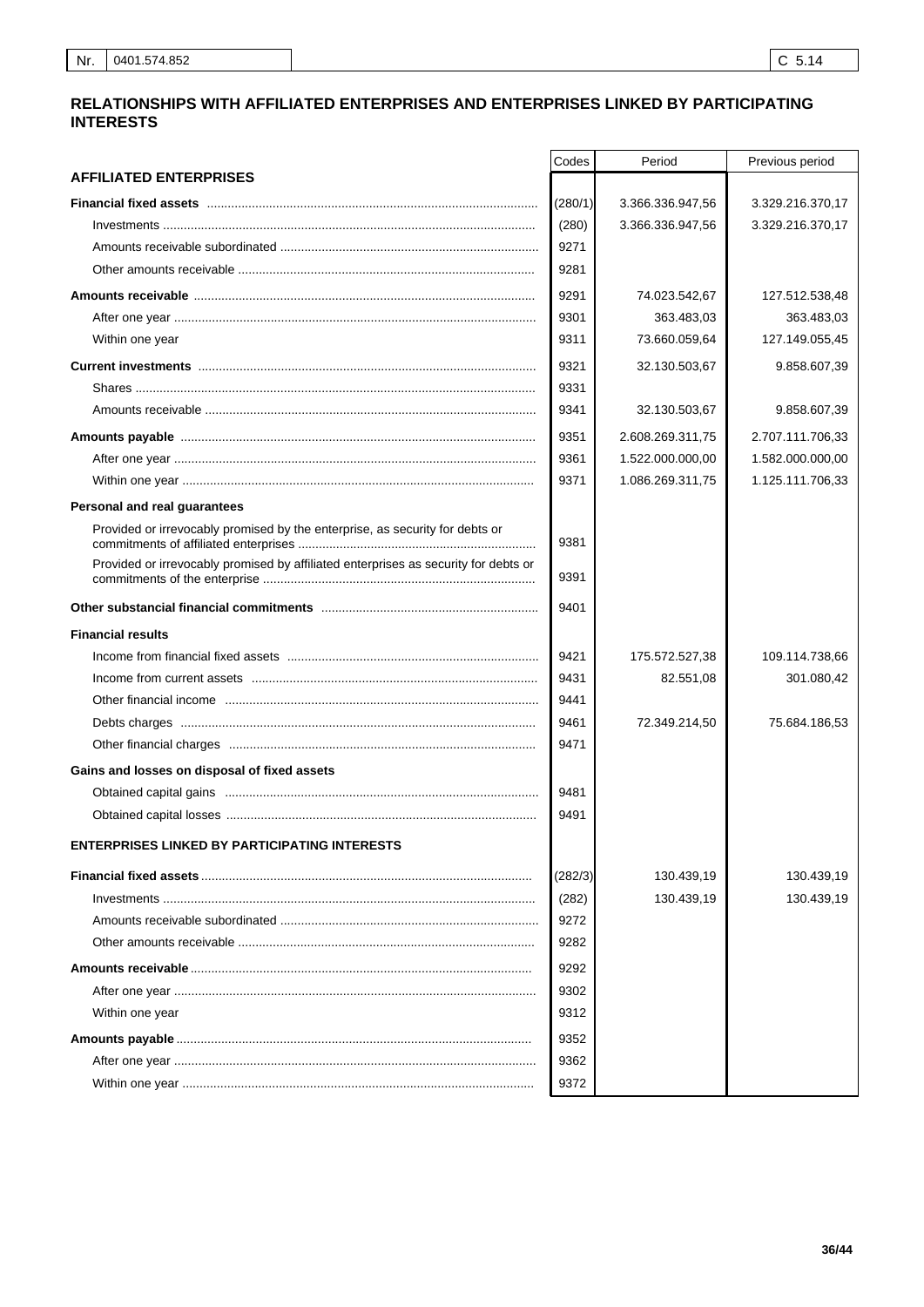| Nr. | 0401.574.852 | C 5.14 |
|---|---|---|

## RELATIONSHIPS WITH AFFILIATED ENTERPRISES AND ENTERPRISES LINKED BY PARTICIPATING INTERESTS

| | Codes | Period | Previous period |
|---|---|---|---|
| **AFFILIATED ENTERPRISES** | | | |
| **Financial fixed assets** | (280/1) | 3.366.336.947,56 | 3.329.216.370,17 |
| Investments | (280) | 3.366.336.947,56 | 3.329.216.370,17 |
| Amounts receivable subordinated | 9271 | | |
| Other amounts receivable | 9281 | | |
| **Amounts receivable** | 9291 | 74.023.542,67 | 127.512.538,48 |
| After one year | 9301 | 363.483,03 | 363.483,03 |
| Within one year | 9311 | 73.660.059,64 | 127.149.055,45 |
| **Current investments** | 9321 | 32.130.503,67 | 9.858.607,39 |
| Shares | 9331 | | |
| Amounts receivable | 9341 | 32.130.503,67 | 9.858.607,39 |
| **Amounts payable** | 9351 | 2.608.269.311,75 | 2.707.111.706,33 |
| After one year | 9361 | 1.522.000.000,00 | 1.582.000.000,00 |
| Within one year | 9371 | 1.086.269.311,75 | 1.125.111.706,33 |
| **Personal and real guarantees** | | | |
| Provided or irrevocably promised by the enterprise, as security for debts or commitments of affiliated enterprises | 9381 | | |
| Provided or irrevocably promised by affiliated enterprises as security for debts or commitments of the enterprise | 9391 | | |
| **Other substancial financial commitments** | 9401 | | |
| **Financial results** | | | |
| Income from financial fixed assets | 9421 | 175.572.527,38 | 109.114.738,66 |
| Income from current assets | 9431 | 82.551,08 | 301.080,42 |
| Other financial income | 9441 | | |
| Debts charges | 9461 | 72.349.214,50 | 75.684.186,53 |
| Other financial charges | 9471 | | |
| **Gains and losses on disposal of fixed assets** | | | |
| Obtained capital gains | 9481 | | |
| Obtained capital losses | 9491 | | |
| **ENTERPRISES LINKED BY PARTICIPATING INTERESTS** | | | |
| **Financial fixed assets** | (282/3) | 130.439,19 | 130.439,19 |
| Investments | (282) | 130.439,19 | 130.439,19 |
| Amounts receivable subordinated | 9272 | | |
| Other amounts receivable | 9282 | | |
| **Amounts receivable** | 9292 | | |
| After one year | 9302 | | |
| Within one year | 9312 | | |
| **Amounts payable** | 9352 | | |
| After one year | 9362 | | |
| Within one year | 9372 | | |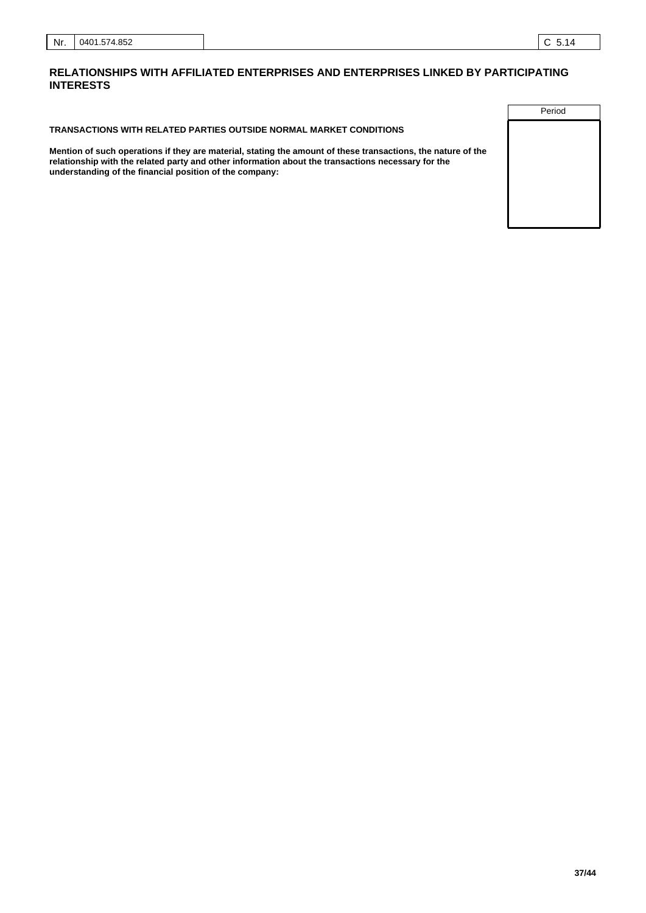| Nr. | 0401.574.852 | C 5.14 |
|---|---|---|

## RELATIONSHIPS WITH AFFILIATED ENTERPRISES AND ENTERPRISES LINKED BY PARTICIPATING INTERESTS

| | Period |
|---|---|
| **TRANSACTIONS WITH RELATED PARTIES OUTSIDE NORMAL MARKET CONDITIONS** | |
| **Mention of such operations if they are material, stating the amount of these transactions, the nature of the relationship with the related party and other information about the transactions necessary for the understanding of the financial position of the company:** | |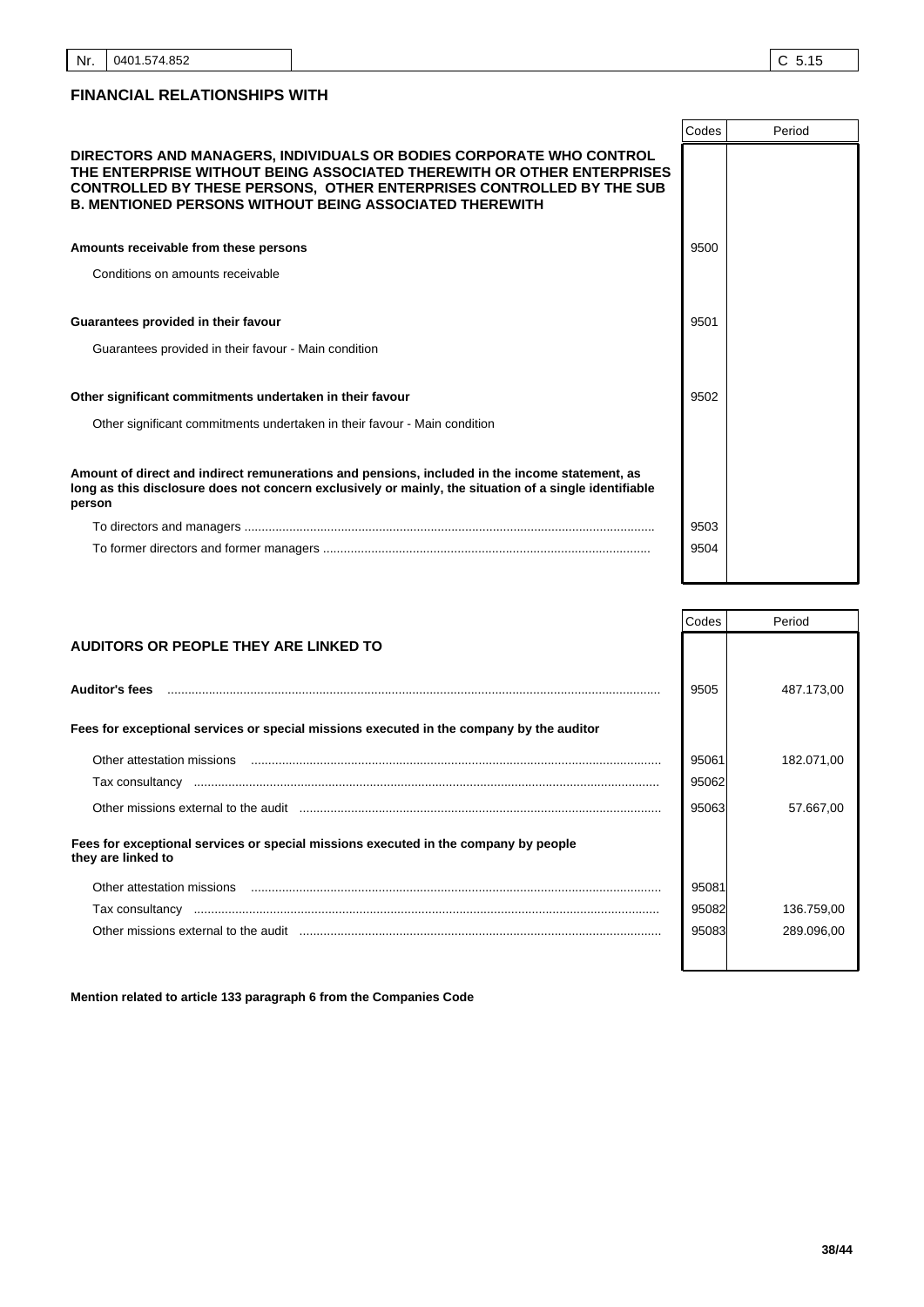| Nr. | 0401.574.852 | C 5.15 |
|---|---|---|

## FINANCIAL RELATIONSHIPS WITH

| | Codes | Period |
|---|---|---|
| **DIRECTORS AND MANAGERS, INDIVIDUALS OR BODIES CORPORATE WHO CONTROL THE ENTERPRISE WITHOUT BEING ASSOCIATED THEREWITH OR OTHER ENTERPRISES CONTROLLED BY THESE PERSONS, OTHER ENTERPRISES CONTROLLED BY THE SUB B. MENTIONED PERSONS WITHOUT BEING ASSOCIATED THEREWITH** | | |
| **Amounts receivable from these persons** | 9500 | |
| Conditions on amounts receivable | | |
| **Guarantees provided in their favour** | 9501 | |
| Guarantees provided in their favour - Main condition | | |
| **Other significant commitments undertaken in their favour** | 9502 | |
| Other significant commitments undertaken in their favour - Main condition | | |
| **Amount of direct and indirect remunerations and pensions, included in the income statement, as long as this disclosure does not concern exclusively or mainly, the situation of a single identifiable person** | | |
| To directors and managers | 9503 | |
| To former directors and former managers | 9504 | |

| | Codes | Period |
|---|---|---|
| **AUDITORS OR PEOPLE THEY ARE LINKED TO** | | |
| **Auditor's fees** | 9505 | 487.173,00 |
| **Fees for exceptional services or special missions executed in the company by the auditor** | | |
| Other attestation missions | 95061 | 182.071,00 |
| Tax consultancy | 95062 | |
| Other missions external to the audit | 95063 | 57.667,00 |
| **Fees for exceptional services or special missions executed in the company by people they are linked to** | | |
| Other attestation missions | 95081 | |
| Tax consultancy | 95082 | 136.759,00 |
| Other missions external to the audit | 95083 | 289.096,00 |

**Mention related to article 133 paragraph 6 from the Companies Code**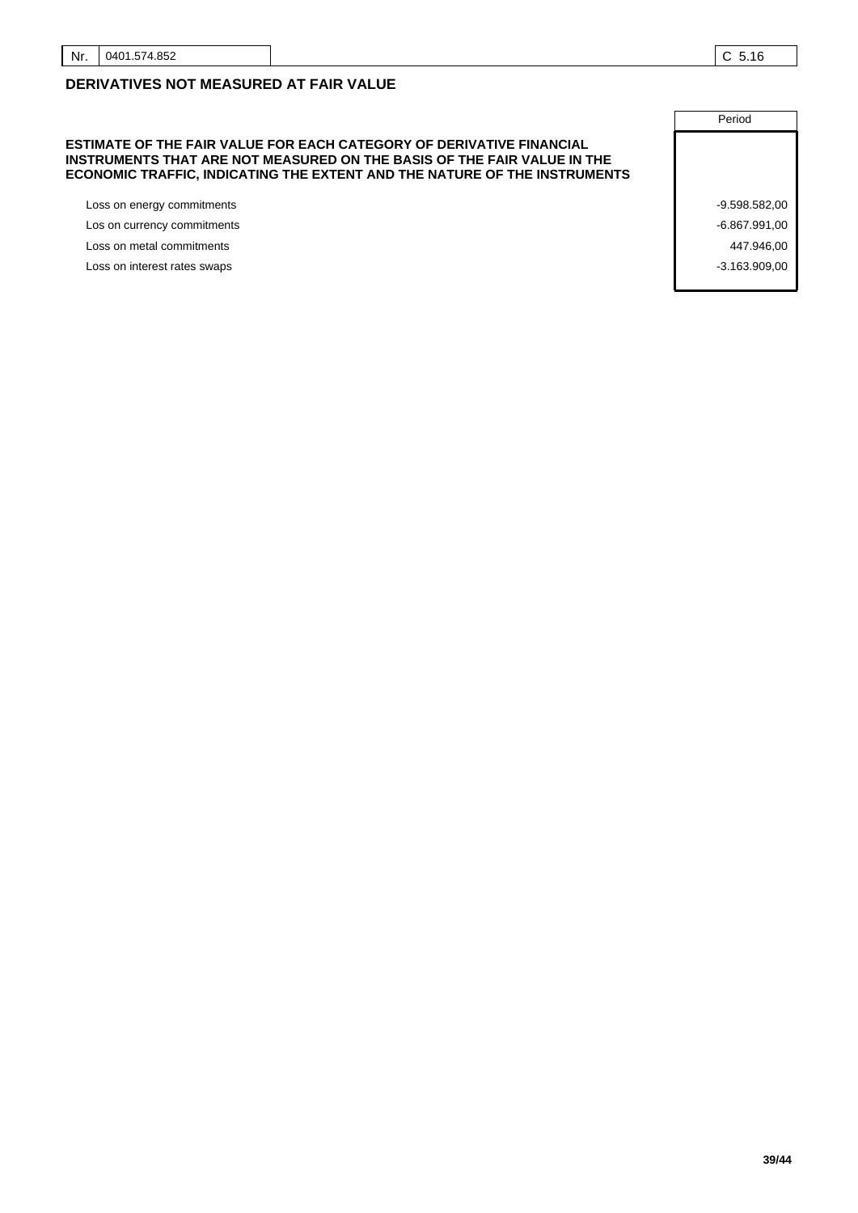| Nr. | 0401.574.852 | C 5.16 |
|---|---|---|

## DERIVATIVES NOT MEASURED AT FAIR VALUE

| | Period |
|---|---|
| **ESTIMATE OF THE FAIR VALUE FOR EACH CATEGORY OF DERIVATIVE FINANCIAL INSTRUMENTS THAT ARE NOT MEASURED ON THE BASIS OF THE FAIR VALUE IN THE ECONOMIC TRAFFIC, INDICATING THE EXTENT AND THE NATURE OF THE INSTRUMENTS** | |
| Loss on energy commitments | -9.598.582,00 |
| Los on currency commitments | -6.867.991,00 |
| Loss on metal commitments | 447.946,00 |
| Loss on interest rates swaps | -3.163.909,00 |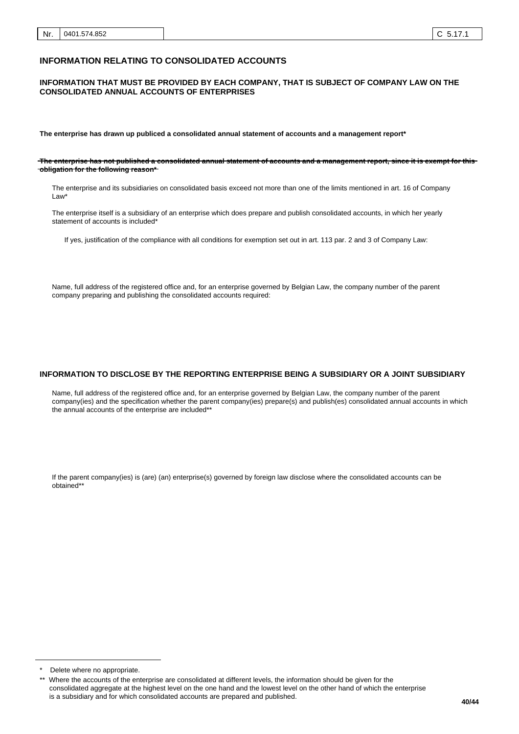Nr. 0401.574.852 | C 5.17.1

## INFORMATION RELATING TO CONSOLIDATED ACCOUNTS

### INFORMATION THAT MUST BE PROVIDED BY EACH COMPANY, THAT IS SUBJECT OF COMPANY LAW ON THE CONSOLIDATED ANNUAL ACCOUNTS OF ENTERPRISES

**The enterprise has drawn up publiced a consolidated annual statement of accounts and a management report***

~~**The enterprise has not published a consolidated annual statement of accounts and a management report, since it is exempt for this obligation for the following reason***~~

The enterprise and its subsidiaries on consolidated basis exceed not more than one of the limits mentioned in art. 16 of Company Law*

The enterprise itself is a subsidiary of an enterprise which does prepare and publish consolidated accounts, in which her yearly statement of accounts is included*

If yes, justification of the compliance with all conditions for exemption set out in art. 113 par. 2 and 3 of Company Law:

Name, full address of the registered office and, for an enterprise governed by Belgian Law, the company number of the parent company preparing and publishing the consolidated accounts required:

### INFORMATION TO DISCLOSE BY THE REPORTING ENTERPRISE BEING A SUBSIDIARY OR A JOINT SUBSIDIARY

Name, full address of the registered office and, for an enterprise governed by Belgian Law, the company number of the parent company(ies) and the specification whether the parent company(ies) prepare(s) and publish(es) consolidated annual accounts in which the annual accounts of the enterprise are included**

If the parent company(ies) is (are) (an) enterprise(s) governed by foreign law disclose where the consolidated accounts can be obtained**

---

\* Delete where no appropriate.

\** Where the accounts of the enterprise are consolidated at different levels, the information should be given for the consolidated aggregate at the highest level on the one hand and the lowest level on the other hand of which the enterprise is a subsidiary and for which consolidated accounts are prepared and published.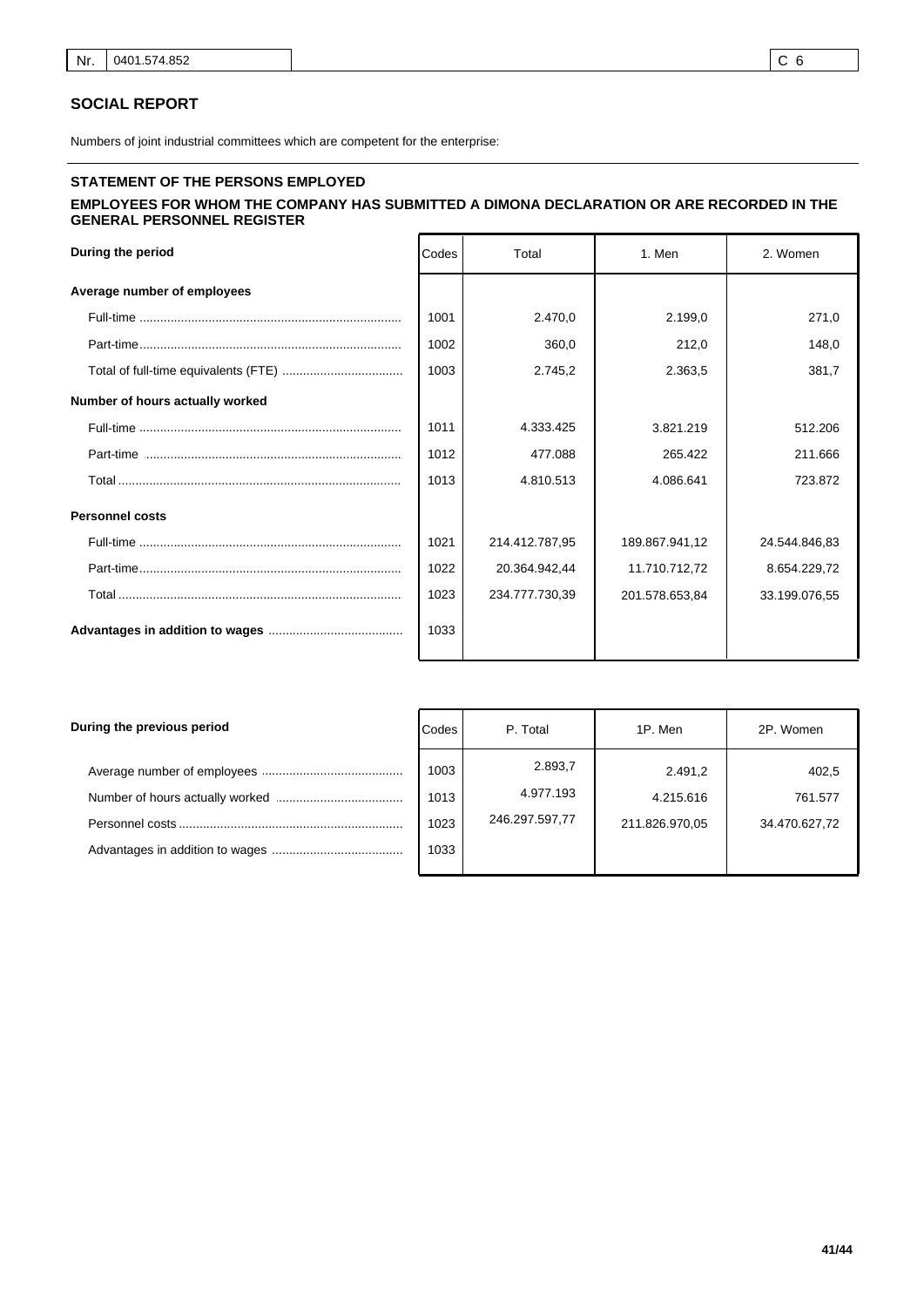| Nr. | 0401.574.852 | | C 6 |
|---|---|---|---|

## SOCIAL REPORT

Numbers of joint industrial committees which are competent for the enterprise:

### STATEMENT OF THE PERSONS EMPLOYED

### EMPLOYEES FOR WHOM THE COMPANY HAS SUBMITTED A DIMONA DECLARATION OR ARE RECORDED IN THE GENERAL PERSONNEL REGISTER

| During the period | Codes | Total | 1. Men | 2. Women |
|---|---|---|---|---|
| **Average number of employees** | | | | |
| Full-time | 1001 | 2.470,0 | 2.199,0 | 271,0 |
| Part-time | 1002 | 360,0 | 212,0 | 148,0 |
| Total of full-time equivalents (FTE) | 1003 | 2.745,2 | 2.363,5 | 381,7 |
| **Number of hours actually worked** | | | | |
| Full-time | 1011 | 4.333.425 | 3.821.219 | 512.206 |
| Part-time | 1012 | 477.088 | 265.422 | 211.666 |
| Total | 1013 | 4.810.513 | 4.086.641 | 723.872 |
| **Personnel costs** | | | | |
| Full-time | 1021 | 214.412.787,95 | 189.867.941,12 | 24.544.846,83 |
| Part-time | 1022 | 20.364.942,44 | 11.710.712,72 | 8.654.229,72 |
| Total | 1023 | 234.777.730,39 | 201.578.653,84 | 33.199.076,55 |
| **Advantages in addition to wages** | 1033 | | | |

| During the previous period | Codes | P. Total | 1P. Men | 2P. Women |
|---|---|---|---|---|
| Average number of employees | 1003 | 2.893,7 | 2.491,2 | 402,5 |
| Number of hours actually worked | 1013 | 4.977.193 | 4.215.616 | 761.577 |
| Personnel costs | 1023 | 246.297.597,77 | 211.826.970,05 | 34.470.627,72 |
| Advantages in addition to wages | 1033 | | | |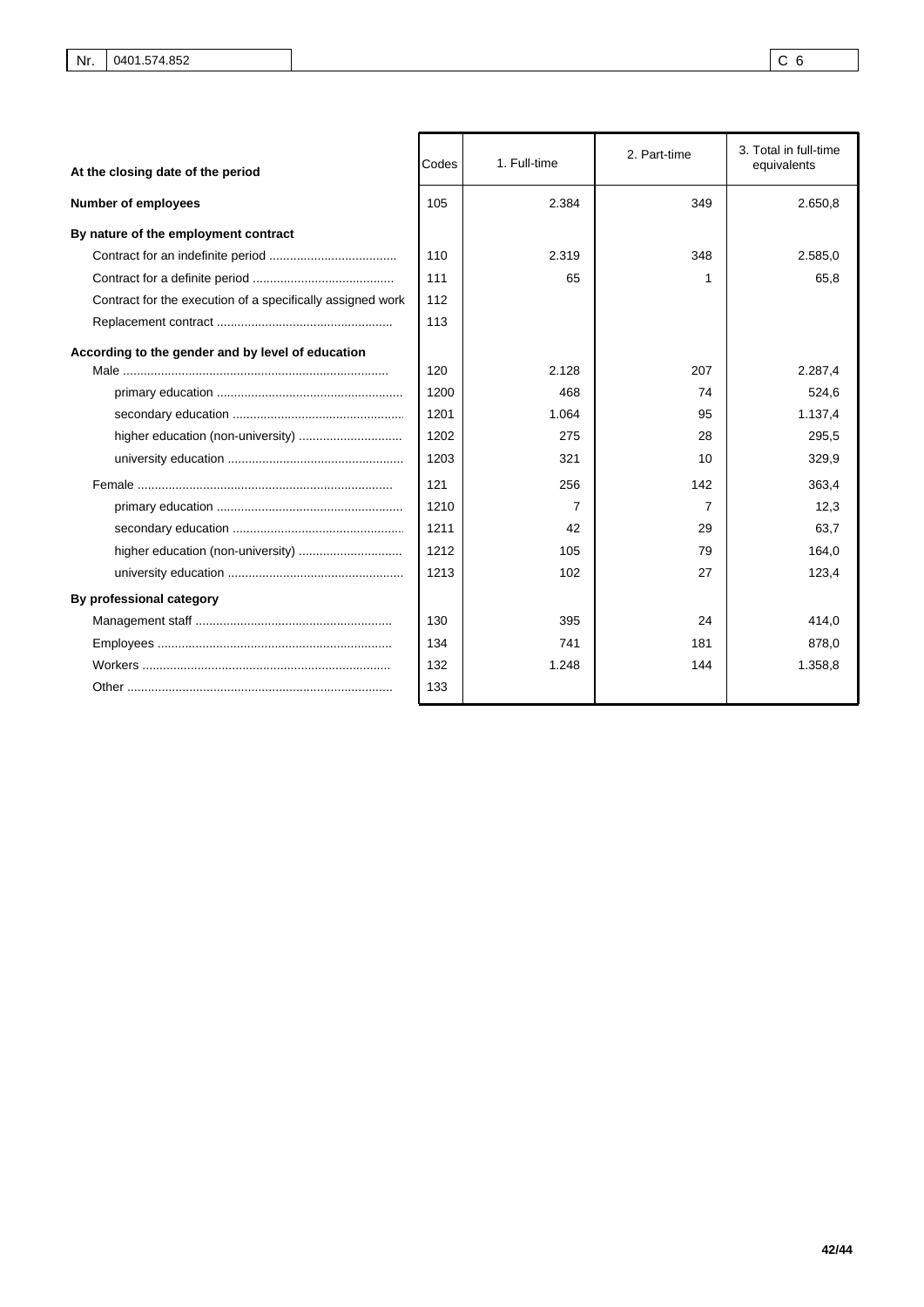| Nr. | 0401.574.852 | C 6 |
|---|---|---|

| At the closing date of the period | Codes | 1. Full-time | 2. Part-time | 3. Total in full-time equivalents |
|---|---|---|---|---|
| **Number of employees** | 105 | 2.384 | 349 | 2.650,8 |
| **By nature of the employment contract** | | | | |
| Contract for an indefinite period | 110 | 2.319 | 348 | 2.585,0 |
| Contract for a definite period | 111 | 65 | 1 | 65,8 |
| Contract for the execution of a specifically assigned work | 112 | | | |
| Replacement contract | 113 | | | |
| **According to the gender and by level of education** | | | | |
| Male | 120 | 2.128 | 207 | 2.287,4 |
| primary education | 1200 | 468 | 74 | 524,6 |
| secondary education | 1201 | 1.064 | 95 | 1.137,4 |
| higher education (non-university) | 1202 | 275 | 28 | 295,5 |
| university education | 1203 | 321 | 10 | 329,9 |
| Female | 121 | 256 | 142 | 363,4 |
| primary education | 1210 | 7 | 7 | 12,3 |
| secondary education | 1211 | 42 | 29 | 63,7 |
| higher education (non-university) | 1212 | 105 | 79 | 164,0 |
| university education | 1213 | 102 | 27 | 123,4 |
| **By professional category** | | | | |
| Management staff | 130 | 395 | 24 | 414,0 |
| Employees | 134 | 741 | 181 | 878,0 |
| Workers | 132 | 1.248 | 144 | 1.358,8 |
| Other | 133 | | | |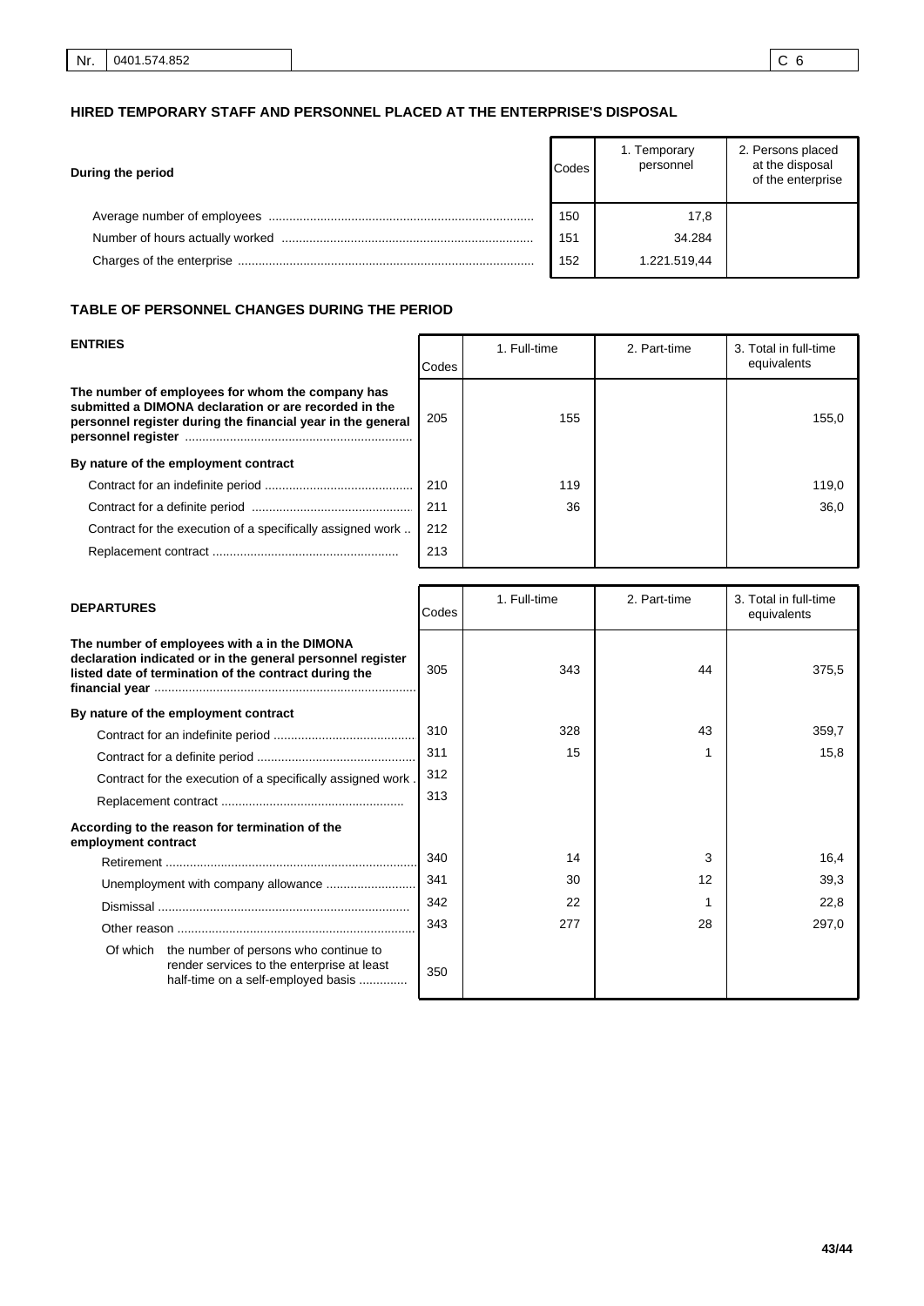| Nr. | 0401.574.852 | | C 6 |
|---|---|---|---|

## HIRED TEMPORARY STAFF AND PERSONNEL PLACED AT THE ENTERPRISE'S DISPOSAL

| During the period | Codes | 1. Temporary personnel | 2. Persons placed at the disposal of the enterprise |
|---|---|---|---|
| Average number of employees | 150 | 17,8 | |
| Number of hours actually worked | 151 | 34.284 | |
| Charges of the enterprise | 152 | 1.221.519,44 | |

## TABLE OF PERSONNEL CHANGES DURING THE PERIOD

| ENTRIES | Codes | 1. Full-time | 2. Part-time | 3. Total in full-time equivalents |
|---|---|---|---|---|
| **The number of employees for whom the company has submitted a DIMONA declaration or are recorded in the personnel register during the financial year in the general personnel register** | 205 | 155 | | 155,0 |
| **By nature of the employment contract** | | | | |
| Contract for an indefinite period | 210 | 119 | | 119,0 |
| Contract for a definite period | 211 | 36 | | 36,0 |
| Contract for the execution of a specifically assigned work | 212 | | | |
| Replacement contract | 213 | | | |

| DEPARTURES | Codes | 1. Full-time | 2. Part-time | 3. Total in full-time equivalents |
|---|---|---|---|---|
| **The number of employees with a in the DIMONA declaration indicated or in the general personnel register listed date of termination of the contract during the financial year** | 305 | 343 | 44 | 375,5 |
| **By nature of the employment contract** | | | | |
| Contract for an indefinite period | 310 | 328 | 43 | 359,7 |
| Contract for a definite period | 311 | 15 | 1 | 15,8 |
| Contract for the execution of a specifically assigned work | 312 | | | |
| Replacement contract | 313 | | | |
| **According to the reason for termination of the employment contract** | | | | |
| Retirement | 340 | 14 | 3 | 16,4 |
| Unemployment with company allowance | 341 | 30 | 12 | 39,3 |
| Dismissal | 342 | 22 | 1 | 22,8 |
| Other reason | 343 | 277 | 28 | 297,0 |
| Of which the number of persons who continue to render services to the enterprise at least half-time on a self-employed basis | 350 | | | |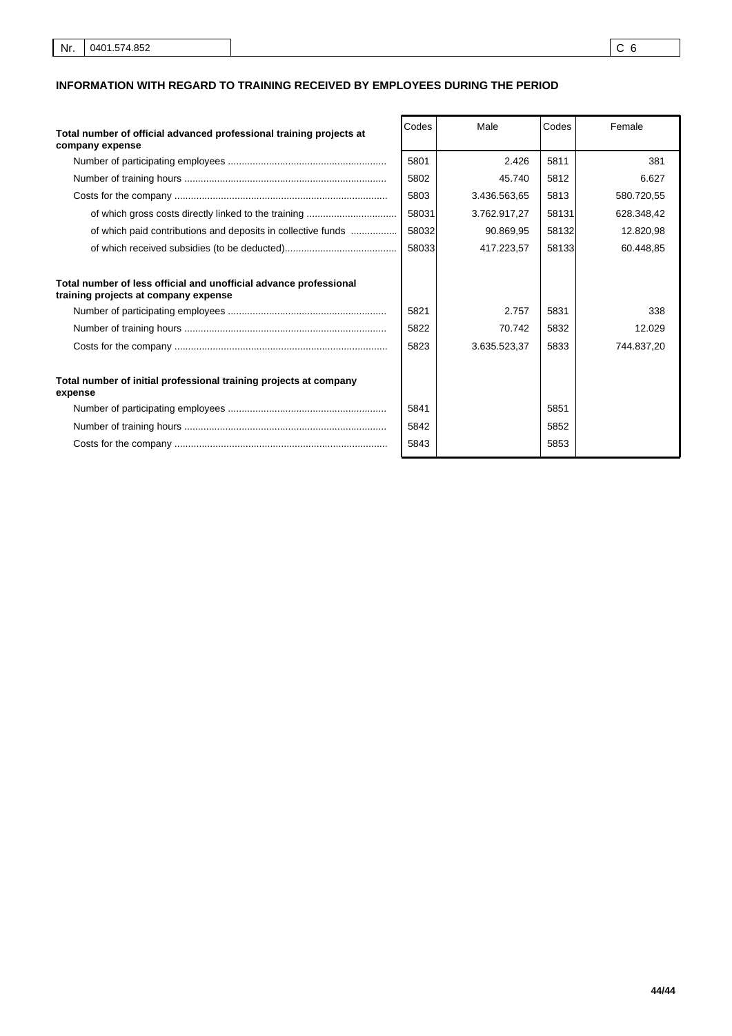| Nr. | 0401.574.852 | C 6 |
|---|---|---|

## INFORMATION WITH REGARD TO TRAINING RECEIVED BY EMPLOYEES DURING THE PERIOD

| | Codes | Male | Codes | Female |
|---|---|---|---|---|
| **Total number of official advanced professional training projects at company expense** | | | | |
| Number of participating employees | 5801 | 2.426 | 5811 | 381 |
| Number of training hours | 5802 | 45.740 | 5812 | 6.627 |
| Costs for the company | 5803 | 3.436.563,65 | 5813 | 580.720,55 |
| of which gross costs directly linked to the training | 58031 | 3.762.917,27 | 58131 | 628.348,42 |
| of which paid contributions and deposits in collective funds | 58032 | 90.869,95 | 58132 | 12.820,98 |
| of which received subsidies (to be deducted) | 58033 | 417.223,57 | 58133 | 60.448,85 |
| **Total number of less official and unofficial advance professional training projects at company expense** | | | | |
| Number of participating employees | 5821 | 2.757 | 5831 | 338 |
| Number of training hours | 5822 | 70.742 | 5832 | 12.029 |
| Costs for the company | 5823 | 3.635.523,37 | 5833 | 744.837,20 |
| **Total number of initial professional training projects at company expense** | | | | |
| Number of participating employees | 5841 | | 5851 | |
| Number of training hours | 5842 | | 5852 | |
| Costs for the company | 5843 | | 5853 | |